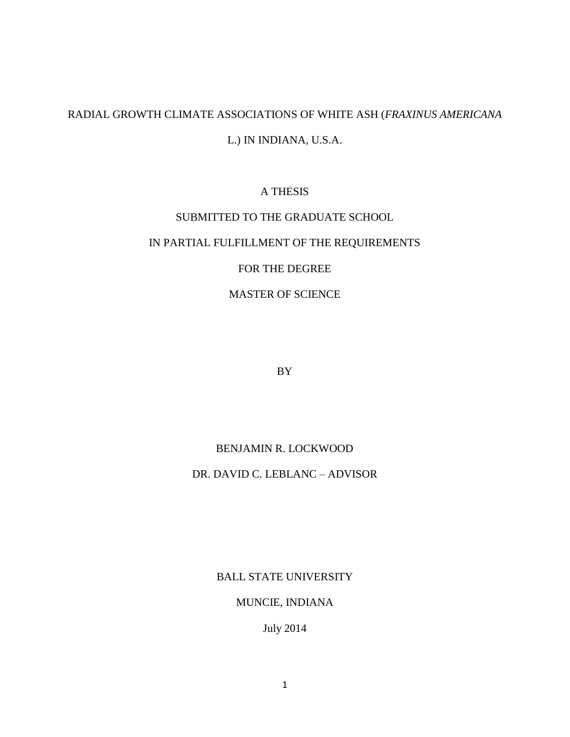# RADIAL GROWTH CLIMATE ASSOCIATIONS OF WHITE ASH (*FRAXINUS AMERICANA* L.) IN INDIANA, U.S.A.

A THESIS

SUBMITTED TO THE GRADUATE SCHOOL

IN PARTIAL FULFILLMENT OF THE REQUIREMENTS

FOR THE DEGREE

MASTER OF SCIENCE

BY

BENJAMIN R. LOCKWOOD

DR. DAVID C. LEBLANC – ADVISOR

BALL STATE UNIVERSITY

MUNCIE, INDIANA

July 2014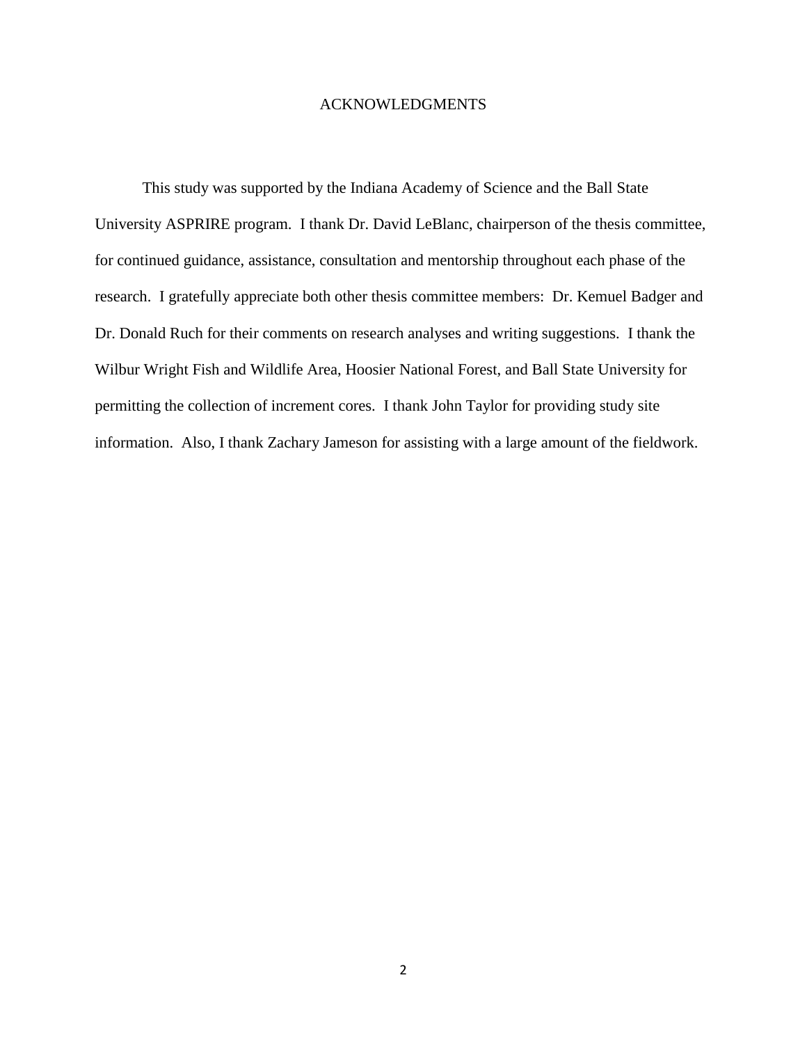# ACKNOWLEDGMENTS

This study was supported by the Indiana Academy of Science and the Ball State University ASPRIRE program. I thank Dr. David LeBlanc, chairperson of the thesis committee, for continued guidance, assistance, consultation and mentorship throughout each phase of the research. I gratefully appreciate both other thesis committee members: Dr. Kemuel Badger and Dr. Donald Ruch for their comments on research analyses and writing suggestions. I thank the Wilbur Wright Fish and Wildlife Area, Hoosier National Forest, and Ball State University for permitting the collection of increment cores. I thank John Taylor for providing study site information. Also, I thank Zachary Jameson for assisting with a large amount of the fieldwork.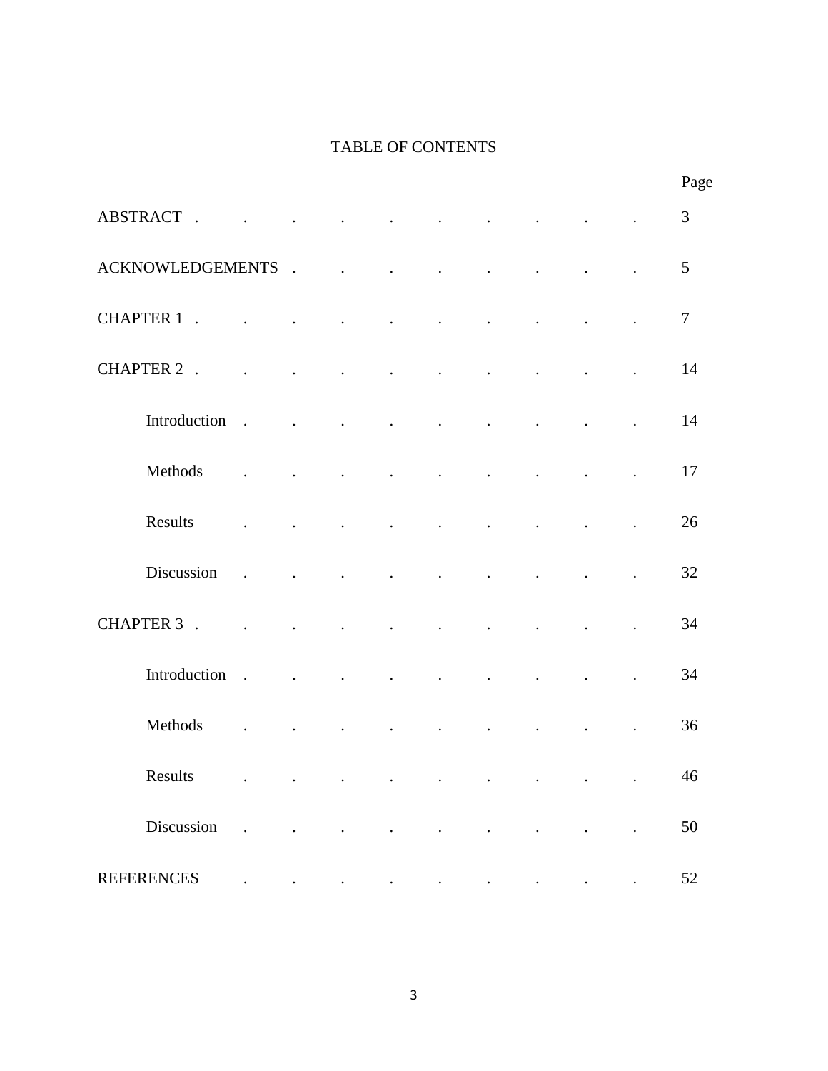# TABLE OF CONTENTS

| | Page |
|---|---|
| ABSTRACT | 3 |
| ACKNOWLEDGEMENTS | 5 |
| CHAPTER 1 | 7 |
| CHAPTER 2 | 14 |
| Introduction | 14 |
| Methods | 17 |
| Results | 26 |
| Discussion | 32 |
| CHAPTER 3 | 34 |
| Introduction | 34 |
| Methods | 36 |
| Results | 46 |
| Discussion | 50 |
| REFERENCES | 52 |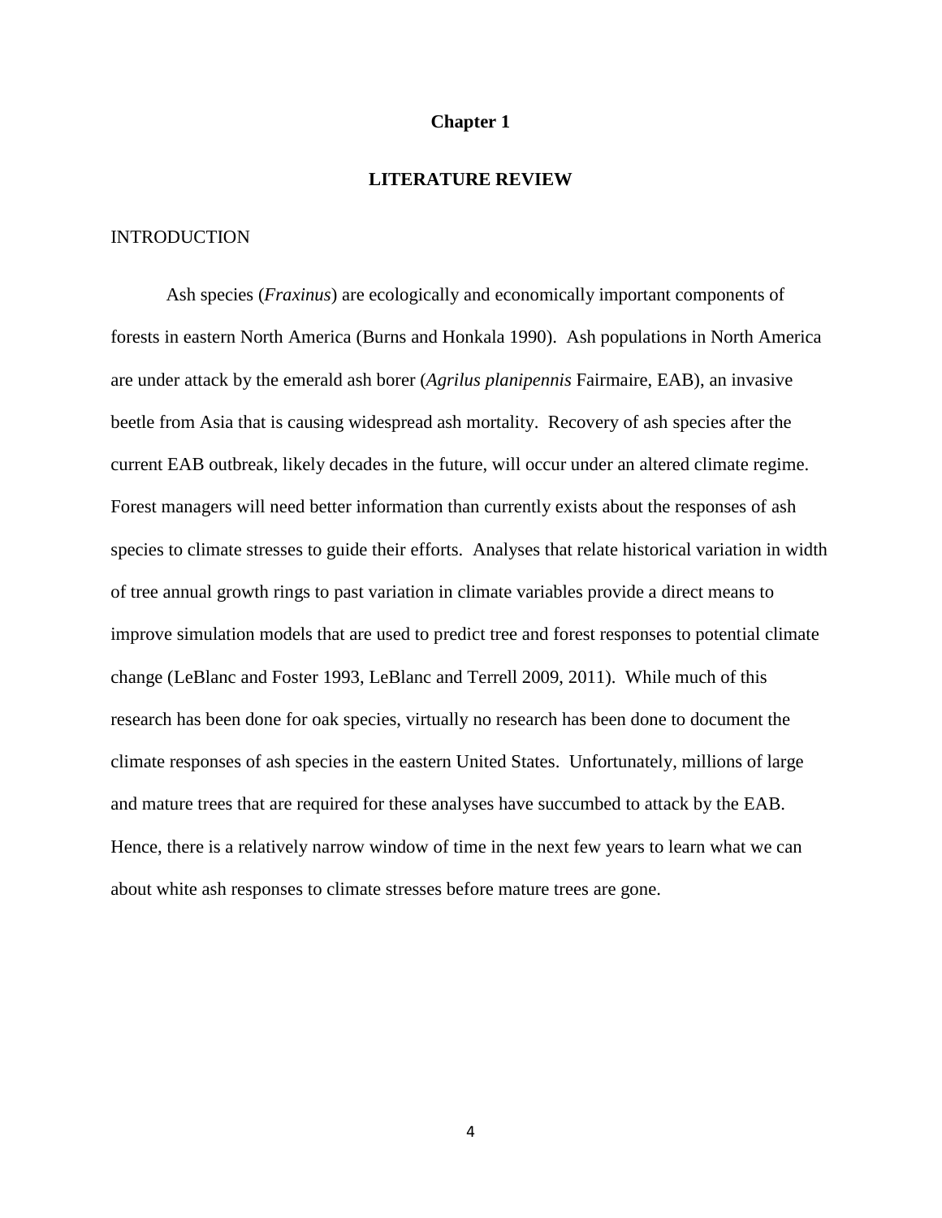# Chapter 1

## LITERATURE REVIEW

### INTRODUCTION

Ash species (*Fraxinus*) are ecologically and economically important components of forests in eastern North America (Burns and Honkala 1990). Ash populations in North America are under attack by the emerald ash borer (*Agrilus planipennis* Fairmaire, EAB), an invasive beetle from Asia that is causing widespread ash mortality. Recovery of ash species after the current EAB outbreak, likely decades in the future, will occur under an altered climate regime. Forest managers will need better information than currently exists about the responses of ash species to climate stresses to guide their efforts. Analyses that relate historical variation in width of tree annual growth rings to past variation in climate variables provide a direct means to improve simulation models that are used to predict tree and forest responses to potential climate change (LeBlanc and Foster 1993, LeBlanc and Terrell 2009, 2011). While much of this research has been done for oak species, virtually no research has been done to document the climate responses of ash species in the eastern United States. Unfortunately, millions of large and mature trees that are required for these analyses have succumbed to attack by the EAB. Hence, there is a relatively narrow window of time in the next few years to learn what we can about white ash responses to climate stresses before mature trees are gone.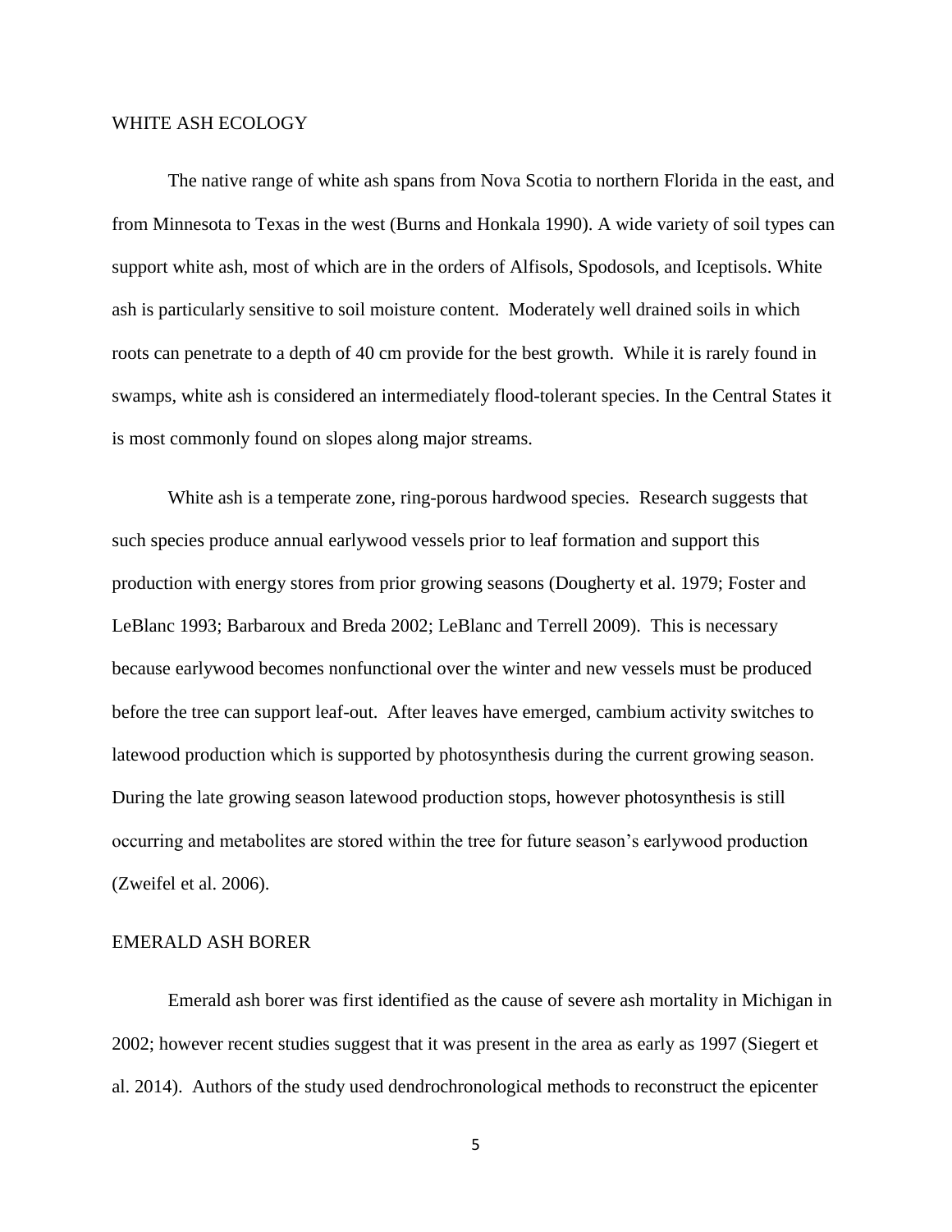## WHITE ASH ECOLOGY

The native range of white ash spans from Nova Scotia to northern Florida in the east, and from Minnesota to Texas in the west (Burns and Honkala 1990). A wide variety of soil types can support white ash, most of which are in the orders of Alfisols, Spodosols, and Iceptisols. White ash is particularly sensitive to soil moisture content. Moderately well drained soils in which roots can penetrate to a depth of 40 cm provide for the best growth. While it is rarely found in swamps, white ash is considered an intermediately flood-tolerant species. In the Central States it is most commonly found on slopes along major streams.

White ash is a temperate zone, ring-porous hardwood species. Research suggests that such species produce annual earlywood vessels prior to leaf formation and support this production with energy stores from prior growing seasons (Dougherty et al. 1979; Foster and LeBlanc 1993; Barbaroux and Breda 2002; LeBlanc and Terrell 2009). This is necessary because earlywood becomes nonfunctional over the winter and new vessels must be produced before the tree can support leaf-out. After leaves have emerged, cambium activity switches to latewood production which is supported by photosynthesis during the current growing season. During the late growing season latewood production stops, however photosynthesis is still occurring and metabolites are stored within the tree for future season's earlywood production (Zweifel et al. 2006).

## EMERALD ASH BORER

Emerald ash borer was first identified as the cause of severe ash mortality in Michigan in 2002; however recent studies suggest that it was present in the area as early as 1997 (Siegert et al. 2014). Authors of the study used dendrochronological methods to reconstruct the epicenter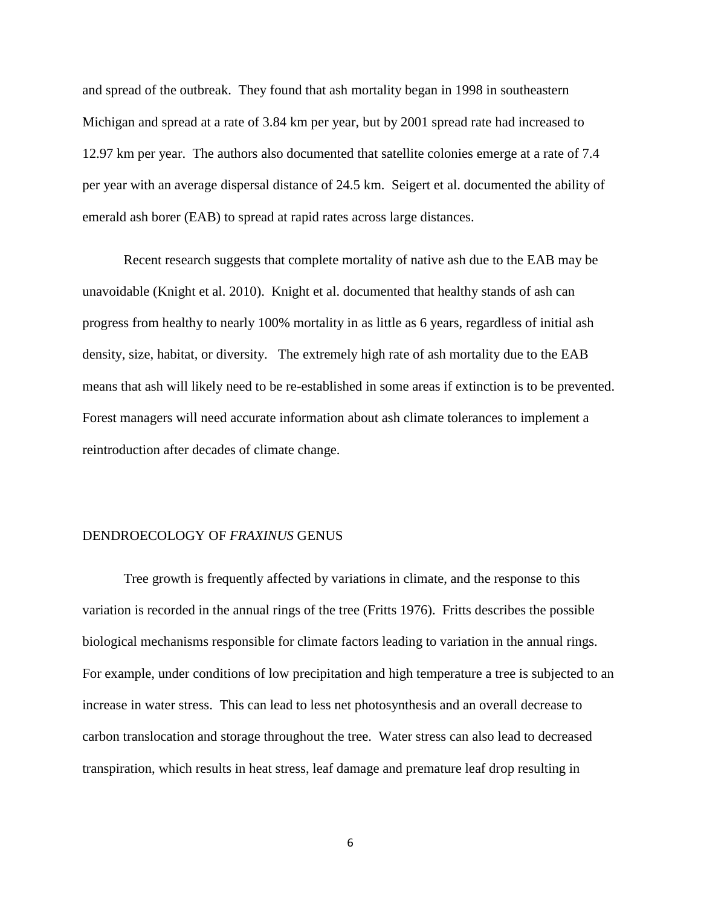and spread of the outbreak. They found that ash mortality began in 1998 in southeastern Michigan and spread at a rate of 3.84 km per year, but by 2001 spread rate had increased to 12.97 km per year. The authors also documented that satellite colonies emerge at a rate of 7.4 per year with an average dispersal distance of 24.5 km. Seigert et al. documented the ability of emerald ash borer (EAB) to spread at rapid rates across large distances.

Recent research suggests that complete mortality of native ash due to the EAB may be unavoidable (Knight et al. 2010). Knight et al. documented that healthy stands of ash can progress from healthy to nearly 100% mortality in as little as 6 years, regardless of initial ash density, size, habitat, or diversity. The extremely high rate of ash mortality due to the EAB means that ash will likely need to be re-established in some areas if extinction is to be prevented. Forest managers will need accurate information about ash climate tolerances to implement a reintroduction after decades of climate change.

## DENDROECOLOGY OF *FRAXINUS* GENUS

Tree growth is frequently affected by variations in climate, and the response to this variation is recorded in the annual rings of the tree (Fritts 1976). Fritts describes the possible biological mechanisms responsible for climate factors leading to variation in the annual rings. For example, under conditions of low precipitation and high temperature a tree is subjected to an increase in water stress. This can lead to less net photosynthesis and an overall decrease to carbon translocation and storage throughout the tree. Water stress can also lead to decreased transpiration, which results in heat stress, leaf damage and premature leaf drop resulting in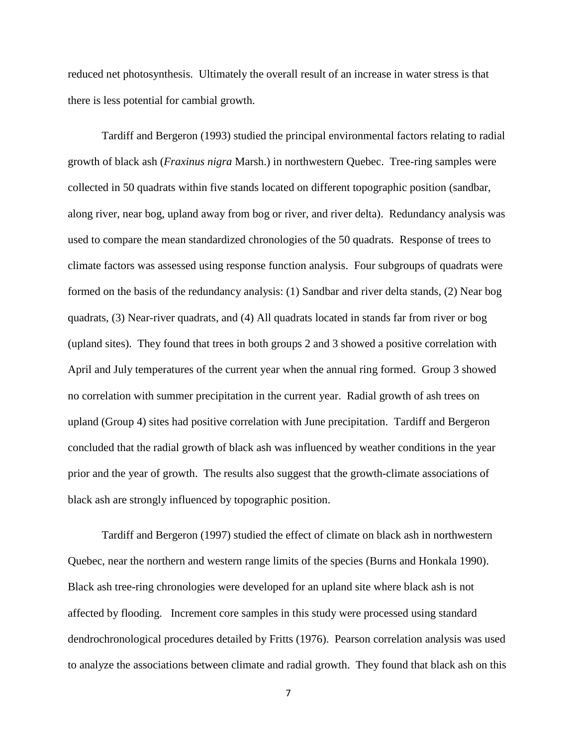reduced net photosynthesis. Ultimately the overall result of an increase in water stress is that there is less potential for cambial growth.

Tardiff and Bergeron (1993) studied the principal environmental factors relating to radial growth of black ash (*Fraxinus nigra* Marsh.) in northwestern Quebec. Tree-ring samples were collected in 50 quadrats within five stands located on different topographic position (sandbar, along river, near bog, upland away from bog or river, and river delta). Redundancy analysis was used to compare the mean standardized chronologies of the 50 quadrats. Response of trees to climate factors was assessed using response function analysis. Four subgroups of quadrats were formed on the basis of the redundancy analysis: (1) Sandbar and river delta stands, (2) Near bog quadrats, (3) Near-river quadrats, and (4) All quadrats located in stands far from river or bog (upland sites). They found that trees in both groups 2 and 3 showed a positive correlation with April and July temperatures of the current year when the annual ring formed. Group 3 showed no correlation with summer precipitation in the current year. Radial growth of ash trees on upland (Group 4) sites had positive correlation with June precipitation. Tardiff and Bergeron concluded that the radial growth of black ash was influenced by weather conditions in the year prior and the year of growth. The results also suggest that the growth-climate associations of black ash are strongly influenced by topographic position.

Tardiff and Bergeron (1997) studied the effect of climate on black ash in northwestern Quebec, near the northern and western range limits of the species (Burns and Honkala 1990). Black ash tree-ring chronologies were developed for an upland site where black ash is not affected by flooding. Increment core samples in this study were processed using standard dendrochronological procedures detailed by Fritts (1976). Pearson correlation analysis was used to analyze the associations between climate and radial growth. They found that black ash on this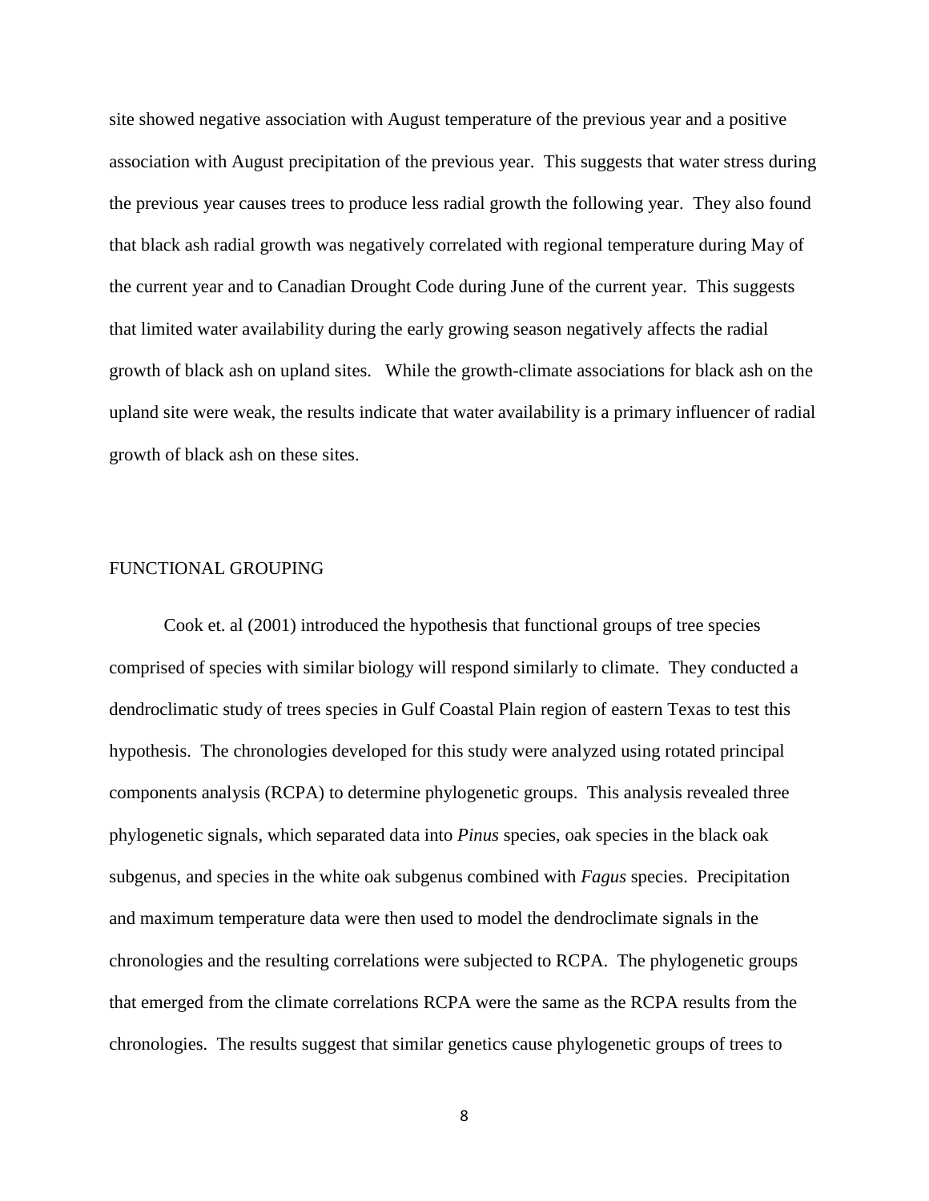site showed negative association with August temperature of the previous year and a positive association with August precipitation of the previous year. This suggests that water stress during the previous year causes trees to produce less radial growth the following year. They also found that black ash radial growth was negatively correlated with regional temperature during May of the current year and to Canadian Drought Code during June of the current year. This suggests that limited water availability during the early growing season negatively affects the radial growth of black ash on upland sites. While the growth-climate associations for black ash on the upland site were weak, the results indicate that water availability is a primary influencer of radial growth of black ash on these sites.

## FUNCTIONAL GROUPING

Cook et. al (2001) introduced the hypothesis that functional groups of tree species comprised of species with similar biology will respond similarly to climate. They conducted a dendroclimatic study of trees species in Gulf Coastal Plain region of eastern Texas to test this hypothesis. The chronologies developed for this study were analyzed using rotated principal components analysis (RCPA) to determine phylogenetic groups. This analysis revealed three phylogenetic signals, which separated data into *Pinus* species, oak species in the black oak subgenus, and species in the white oak subgenus combined with *Fagus* species. Precipitation and maximum temperature data were then used to model the dendroclimate signals in the chronologies and the resulting correlations were subjected to RCPA. The phylogenetic groups that emerged from the climate correlations RCPA were the same as the RCPA results from the chronologies. The results suggest that similar genetics cause phylogenetic groups of trees to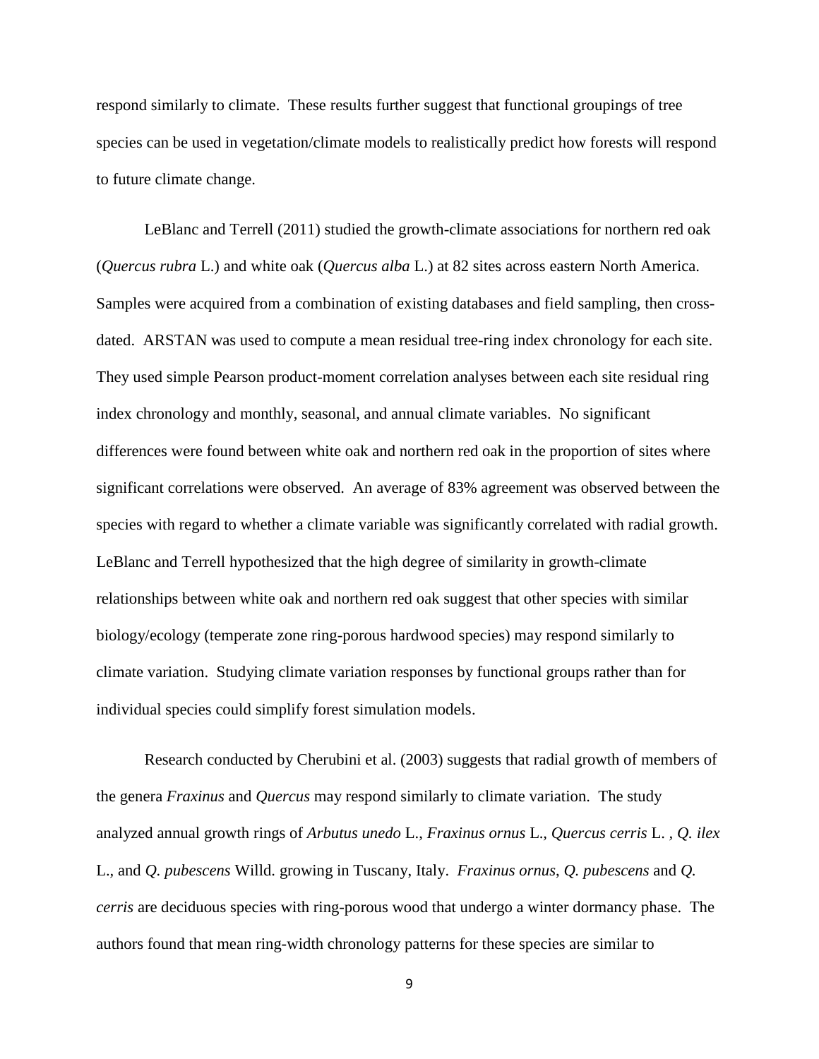respond similarly to climate. These results further suggest that functional groupings of tree species can be used in vegetation/climate models to realistically predict how forests will respond to future climate change.

LeBlanc and Terrell (2011) studied the growth-climate associations for northern red oak (*Quercus rubra* L.) and white oak (*Quercus alba* L.) at 82 sites across eastern North America. Samples were acquired from a combination of existing databases and field sampling, then cross-dated. ARSTAN was used to compute a mean residual tree-ring index chronology for each site. They used simple Pearson product-moment correlation analyses between each site residual ring index chronology and monthly, seasonal, and annual climate variables. No significant differences were found between white oak and northern red oak in the proportion of sites where significant correlations were observed. An average of 83% agreement was observed between the species with regard to whether a climate variable was significantly correlated with radial growth. LeBlanc and Terrell hypothesized that the high degree of similarity in growth-climate relationships between white oak and northern red oak suggest that other species with similar biology/ecology (temperate zone ring-porous hardwood species) may respond similarly to climate variation. Studying climate variation responses by functional groups rather than for individual species could simplify forest simulation models.

Research conducted by Cherubini et al. (2003) suggests that radial growth of members of the genera *Fraxinus* and *Quercus* may respond similarly to climate variation. The study analyzed annual growth rings of *Arbutus unedo* L., *Fraxinus ornus* L., *Quercus cerris* L. , *Q. ilex* L., and *Q. pubescens* Willd. growing in Tuscany, Italy. *Fraxinus ornus*, *Q. pubescens* and *Q. cerris* are deciduous species with ring-porous wood that undergo a winter dormancy phase. The authors found that mean ring-width chronology patterns for these species are similar to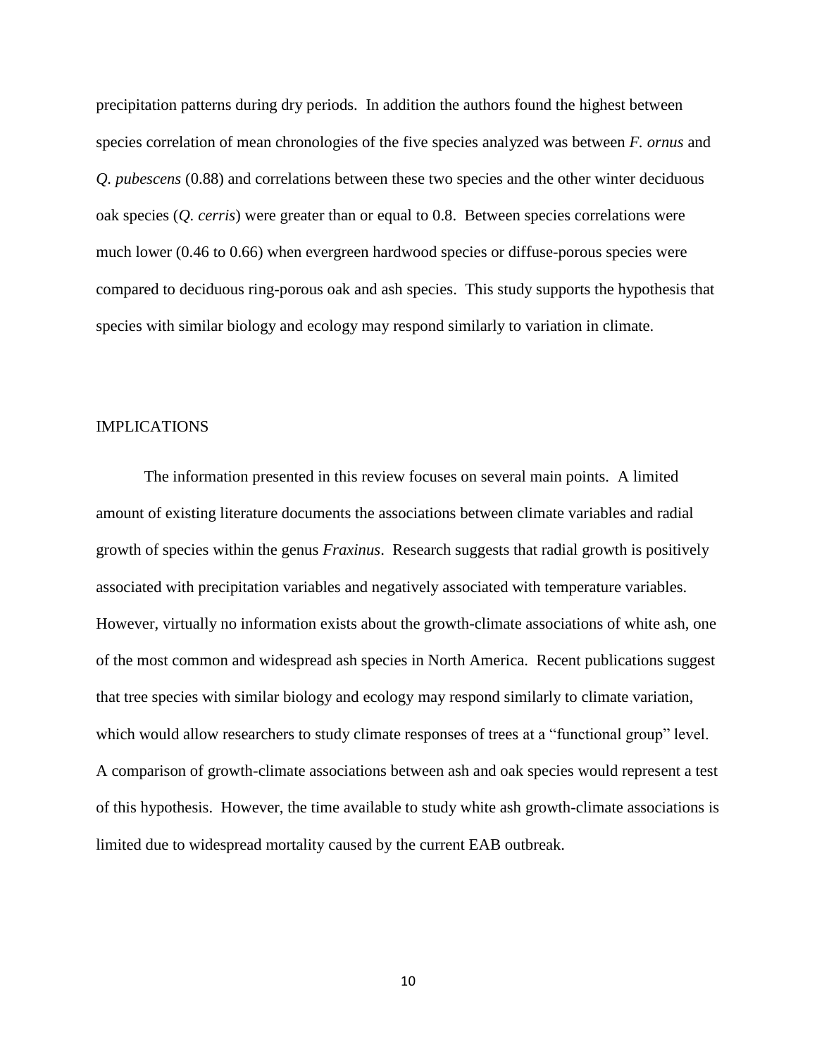precipitation patterns during dry periods. In addition the authors found the highest between species correlation of mean chronologies of the five species analyzed was between *F. ornus* and *Q. pubescens* (0.88) and correlations between these two species and the other winter deciduous oak species (*Q. cerris*) were greater than or equal to 0.8. Between species correlations were much lower (0.46 to 0.66) when evergreen hardwood species or diffuse-porous species were compared to deciduous ring-porous oak and ash species. This study supports the hypothesis that species with similar biology and ecology may respond similarly to variation in climate.

## IMPLICATIONS

The information presented in this review focuses on several main points. A limited amount of existing literature documents the associations between climate variables and radial growth of species within the genus *Fraxinus*. Research suggests that radial growth is positively associated with precipitation variables and negatively associated with temperature variables. However, virtually no information exists about the growth-climate associations of white ash, one of the most common and widespread ash species in North America. Recent publications suggest that tree species with similar biology and ecology may respond similarly to climate variation, which would allow researchers to study climate responses of trees at a "functional group" level. A comparison of growth-climate associations between ash and oak species would represent a test of this hypothesis. However, the time available to study white ash growth-climate associations is limited due to widespread mortality caused by the current EAB outbreak.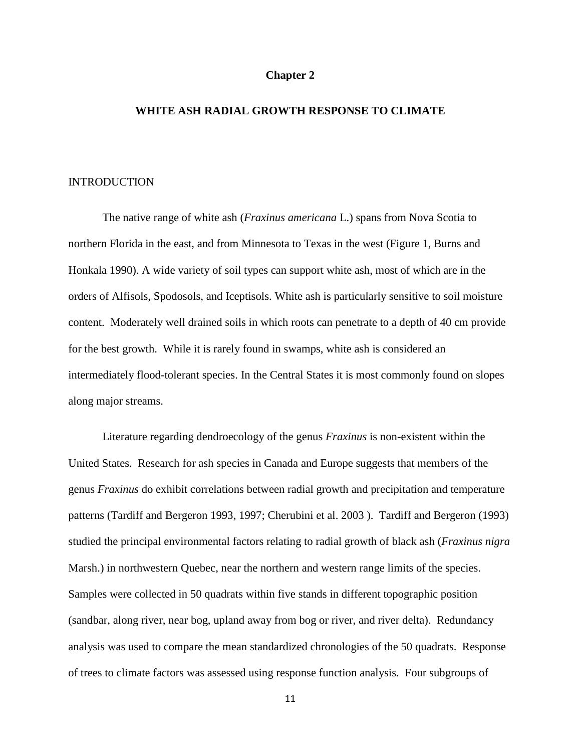# Chapter 2

## WHITE ASH RADIAL GROWTH RESPONSE TO CLIMATE

### INTRODUCTION

The native range of white ash (*Fraxinus americana* L.) spans from Nova Scotia to northern Florida in the east, and from Minnesota to Texas in the west (Figure 1, Burns and Honkala 1990). A wide variety of soil types can support white ash, most of which are in the orders of Alfisols, Spodosols, and Iceptisols. White ash is particularly sensitive to soil moisture content. Moderately well drained soils in which roots can penetrate to a depth of 40 cm provide for the best growth. While it is rarely found in swamps, white ash is considered an intermediately flood-tolerant species. In the Central States it is most commonly found on slopes along major streams.

Literature regarding dendroecology of the genus *Fraxinus* is non-existent within the United States. Research for ash species in Canada and Europe suggests that members of the genus *Fraxinus* do exhibit correlations between radial growth and precipitation and temperature patterns (Tardiff and Bergeron 1993, 1997; Cherubini et al. 2003 ). Tardiff and Bergeron (1993) studied the principal environmental factors relating to radial growth of black ash (*Fraxinus nigra* Marsh.) in northwestern Quebec, near the northern and western range limits of the species. Samples were collected in 50 quadrats within five stands in different topographic position (sandbar, along river, near bog, upland away from bog or river, and river delta). Redundancy analysis was used to compare the mean standardized chronologies of the 50 quadrats. Response of trees to climate factors was assessed using response function analysis. Four subgroups of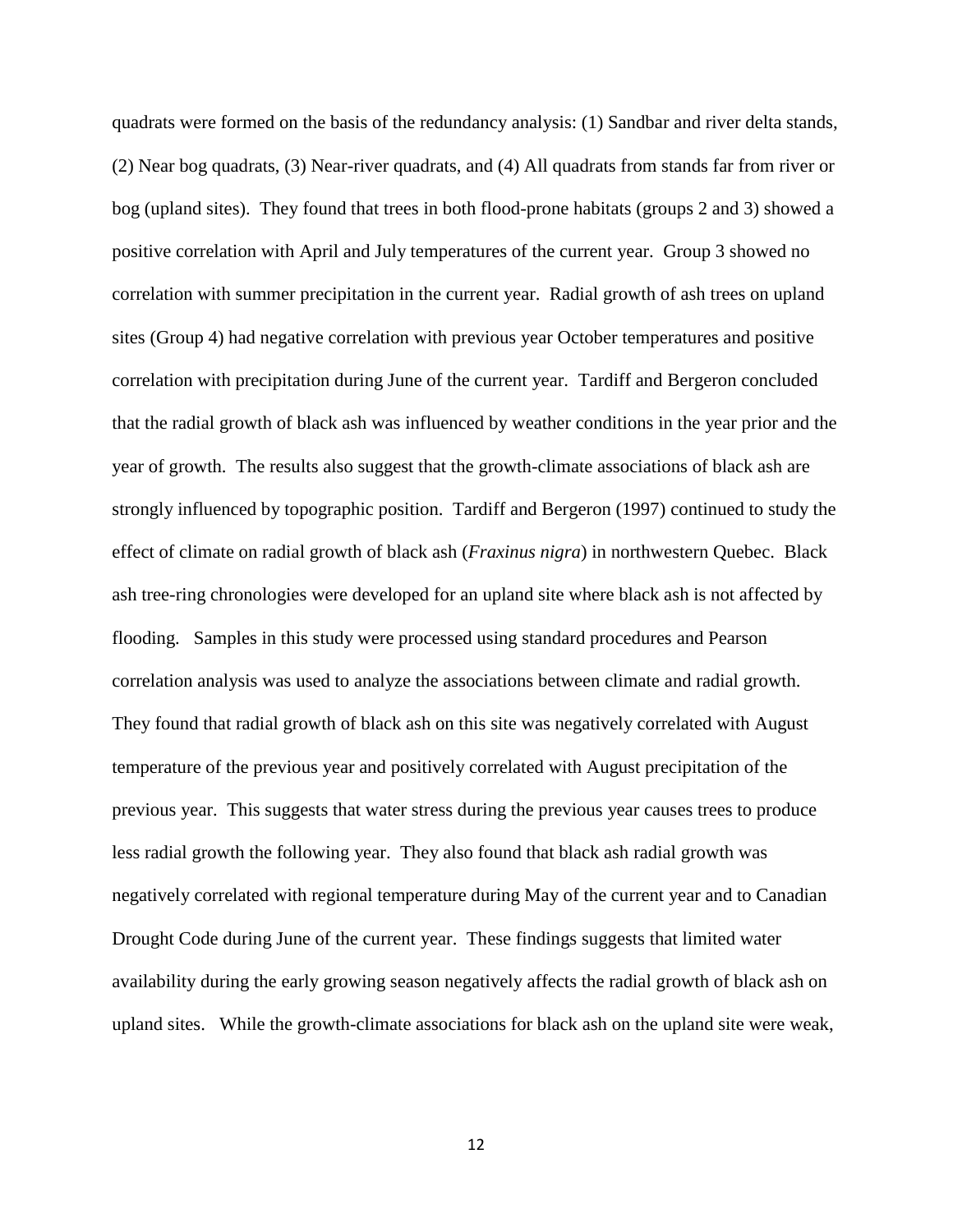quadrats were formed on the basis of the redundancy analysis: (1) Sandbar and river delta stands, (2) Near bog quadrats, (3) Near-river quadrats, and (4) All quadrats from stands far from river or bog (upland sites). They found that trees in both flood-prone habitats (groups 2 and 3) showed a positive correlation with April and July temperatures of the current year. Group 3 showed no correlation with summer precipitation in the current year. Radial growth of ash trees on upland sites (Group 4) had negative correlation with previous year October temperatures and positive correlation with precipitation during June of the current year. Tardiff and Bergeron concluded that the radial growth of black ash was influenced by weather conditions in the year prior and the year of growth. The results also suggest that the growth-climate associations of black ash are strongly influenced by topographic position. Tardiff and Bergeron (1997) continued to study the effect of climate on radial growth of black ash (*Fraxinus nigra*) in northwestern Quebec. Black ash tree-ring chronologies were developed for an upland site where black ash is not affected by flooding. Samples in this study were processed using standard procedures and Pearson correlation analysis was used to analyze the associations between climate and radial growth. They found that radial growth of black ash on this site was negatively correlated with August temperature of the previous year and positively correlated with August precipitation of the previous year. This suggests that water stress during the previous year causes trees to produce less radial growth the following year. They also found that black ash radial growth was negatively correlated with regional temperature during May of the current year and to Canadian Drought Code during June of the current year. These findings suggests that limited water availability during the early growing season negatively affects the radial growth of black ash on upland sites. While the growth-climate associations for black ash on the upland site were weak,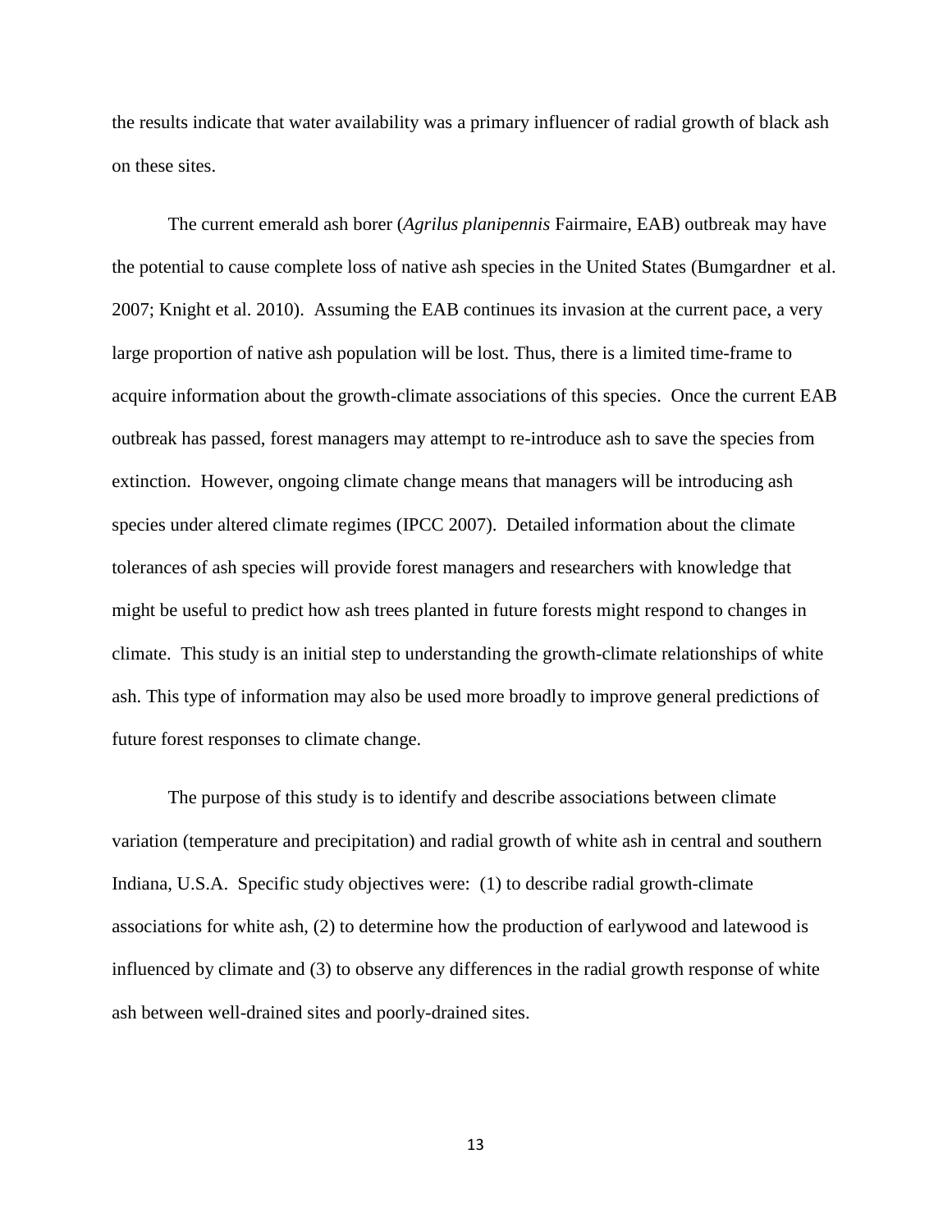the results indicate that water availability was a primary influencer of radial growth of black ash on these sites.

The current emerald ash borer (*Agrilus planipennis* Fairmaire, EAB) outbreak may have the potential to cause complete loss of native ash species in the United States (Bumgardner et al. 2007; Knight et al. 2010). Assuming the EAB continues its invasion at the current pace, a very large proportion of native ash population will be lost. Thus, there is a limited time-frame to acquire information about the growth-climate associations of this species. Once the current EAB outbreak has passed, forest managers may attempt to re-introduce ash to save the species from extinction. However, ongoing climate change means that managers will be introducing ash species under altered climate regimes (IPCC 2007). Detailed information about the climate tolerances of ash species will provide forest managers and researchers with knowledge that might be useful to predict how ash trees planted in future forests might respond to changes in climate. This study is an initial step to understanding the growth-climate relationships of white ash. This type of information may also be used more broadly to improve general predictions of future forest responses to climate change.

The purpose of this study is to identify and describe associations between climate variation (temperature and precipitation) and radial growth of white ash in central and southern Indiana, U.S.A. Specific study objectives were: (1) to describe radial growth-climate associations for white ash, (2) to determine how the production of earlywood and latewood is influenced by climate and (3) to observe any differences in the radial growth response of white ash between well-drained sites and poorly-drained sites.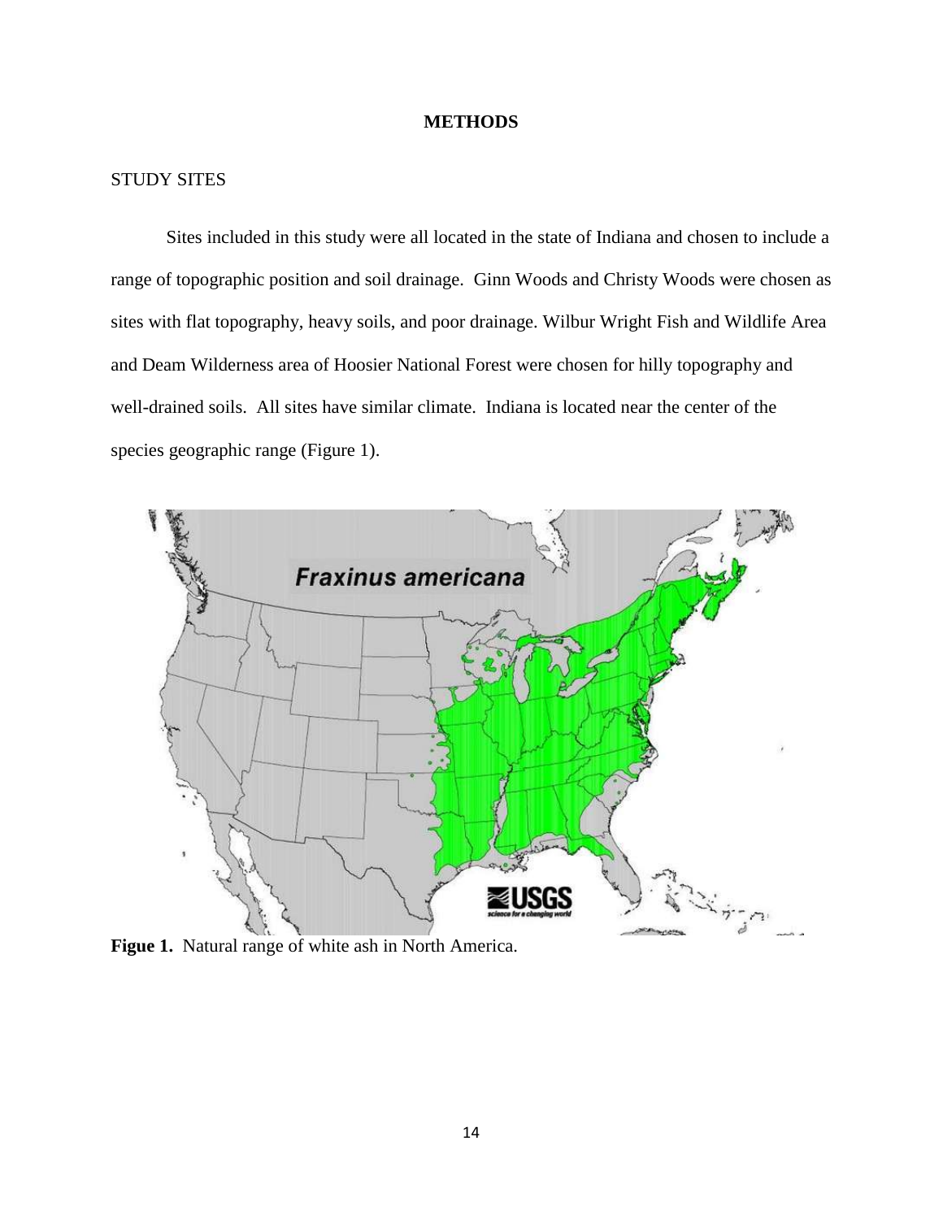# METHODS

## STUDY SITES

Sites included in this study were all located in the state of Indiana and chosen to include a range of topographic position and soil drainage. Ginn Woods and Christy Woods were chosen as sites with flat topography, heavy soils, and poor drainage. Wilbur Wright Fish and Wildlife Area and Deam Wilderness area of Hoosier National Forest were chosen for hilly topography and well-drained soils. All sites have similar climate. Indiana is located near the center of the species geographic range (Figure 1).

**Figue 1.** Natural range of white ash in North America.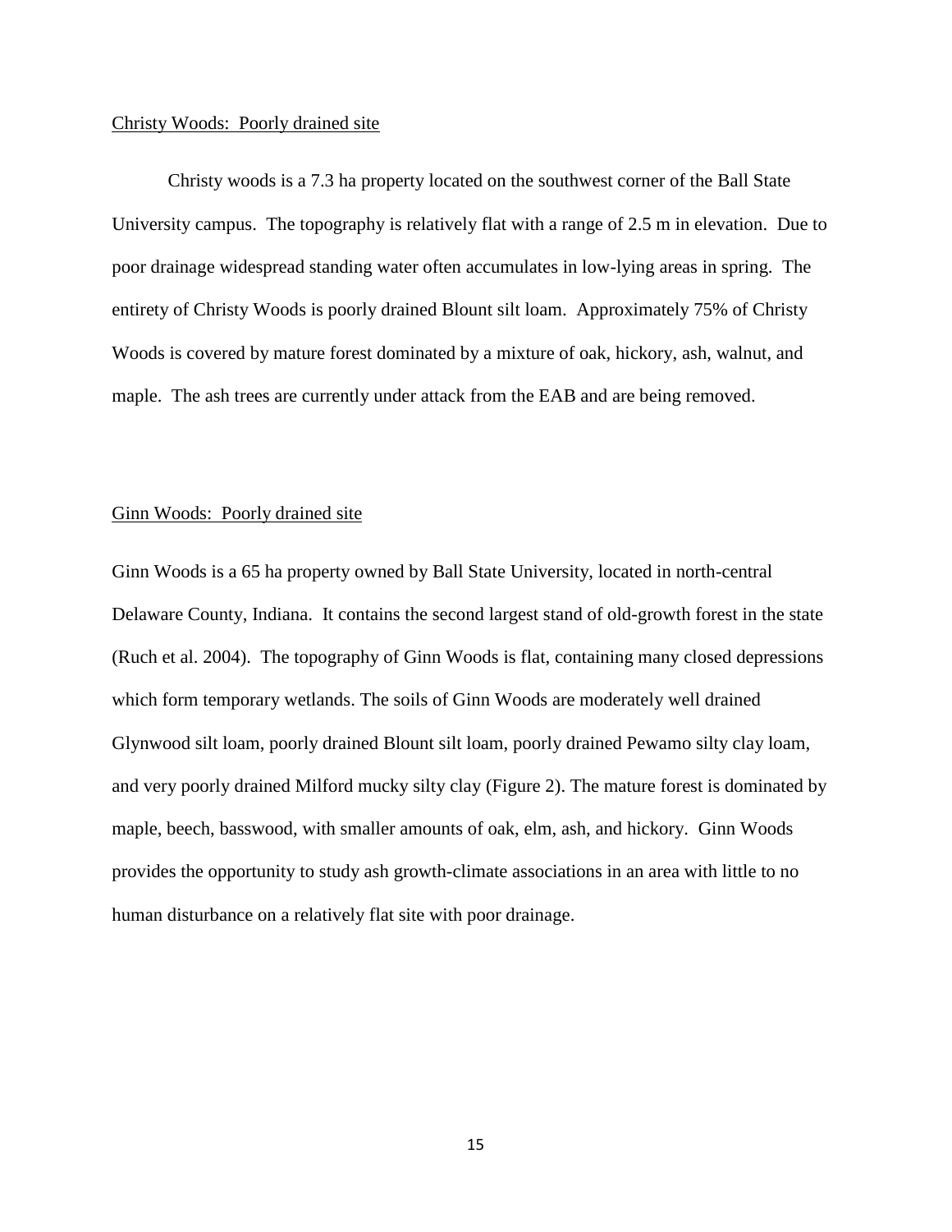Christy Woods: Poorly drained site

Christy woods is a 7.3 ha property located on the southwest corner of the Ball State University campus. The topography is relatively flat with a range of 2.5 m in elevation. Due to poor drainage widespread standing water often accumulates in low-lying areas in spring. The entirety of Christy Woods is poorly drained Blount silt loam. Approximately 75% of Christy Woods is covered by mature forest dominated by a mixture of oak, hickory, ash, walnut, and maple. The ash trees are currently under attack from the EAB and are being removed.

Ginn Woods: Poorly drained site

Ginn Woods is a 65 ha property owned by Ball State University, located in north-central Delaware County, Indiana. It contains the second largest stand of old-growth forest in the state (Ruch et al. 2004). The topography of Ginn Woods is flat, containing many closed depressions which form temporary wetlands. The soils of Ginn Woods are moderately well drained Glynwood silt loam, poorly drained Blount silt loam, poorly drained Pewamo silty clay loam, and very poorly drained Milford mucky silty clay (Figure 2). The mature forest is dominated by maple, beech, basswood, with smaller amounts of oak, elm, ash, and hickory. Ginn Woods provides the opportunity to study ash growth-climate associations in an area with little to no human disturbance on a relatively flat site with poor drainage.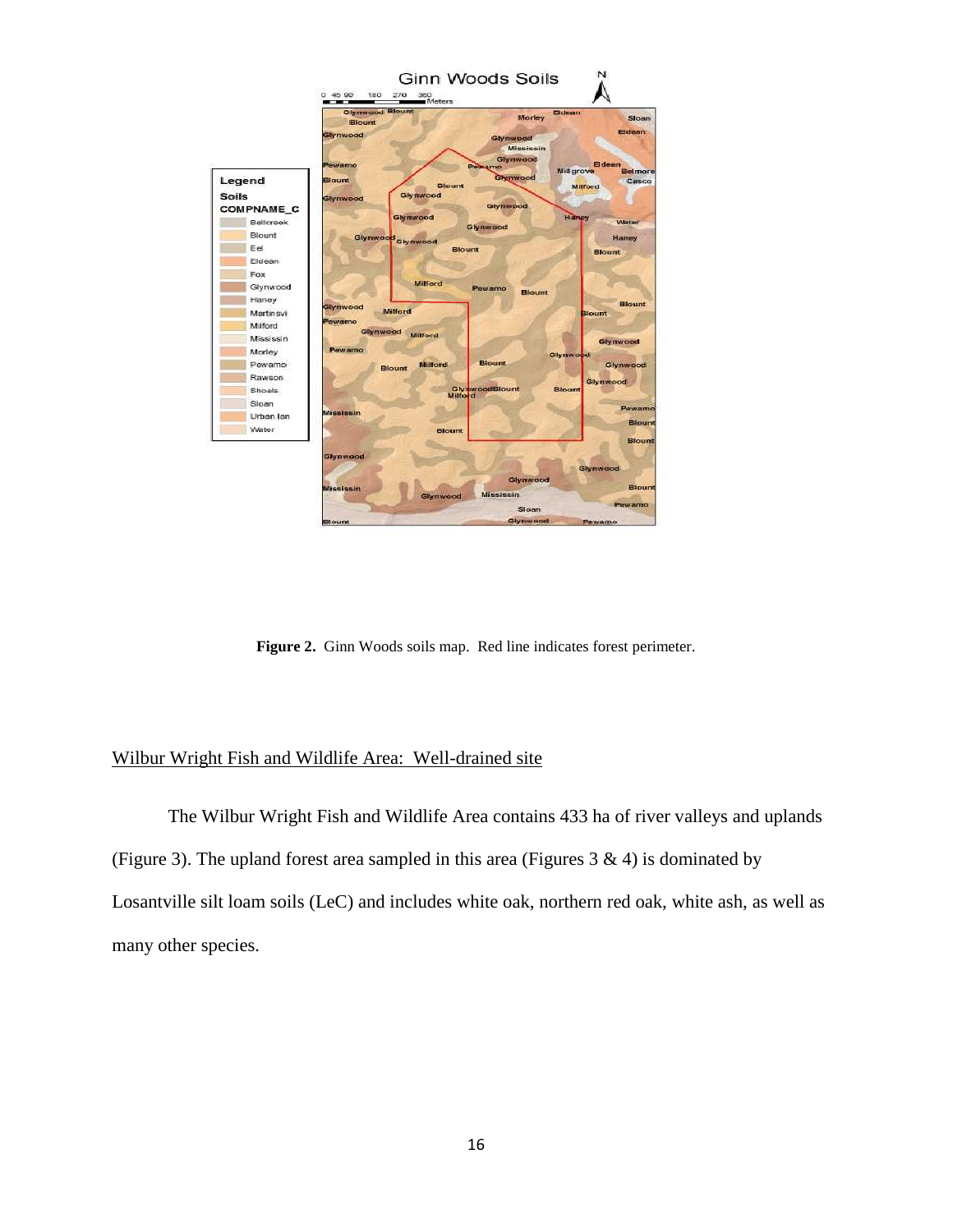**Figure 2.** Ginn Woods soils map. Red line indicates forest perimeter.

Wilbur Wright Fish and Wildlife Area: Well-drained site

The Wilbur Wright Fish and Wildlife Area contains 433 ha of river valleys and uplands (Figure 3). The upland forest area sampled in this area (Figures 3 & 4) is dominated by Losantville silt loam soils (LeC) and includes white oak, northern red oak, white ash, as well as many other species.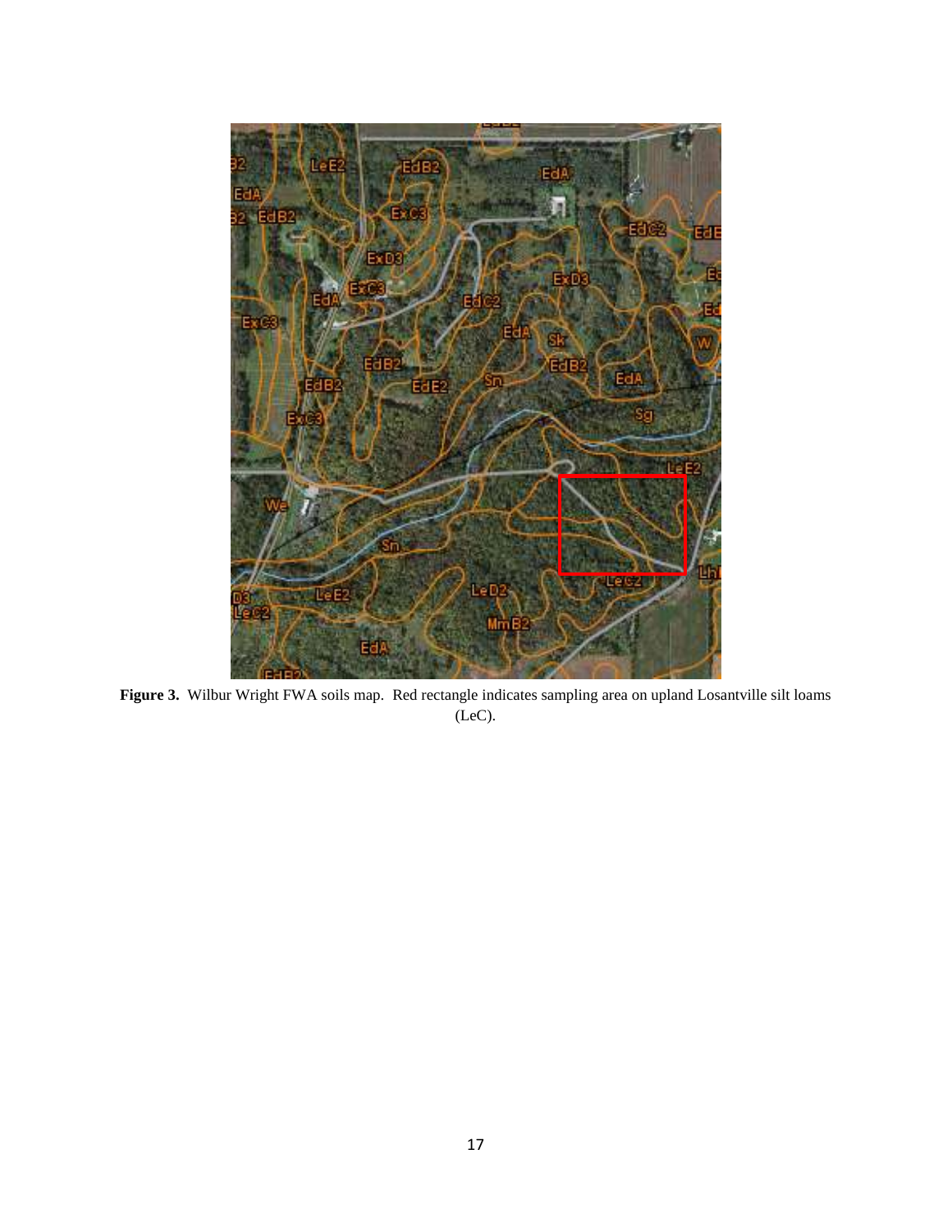**Figure 3.** Wilbur Wright FWA soils map. Red rectangle indicates sampling area on upland Losantville silt loams (LeC).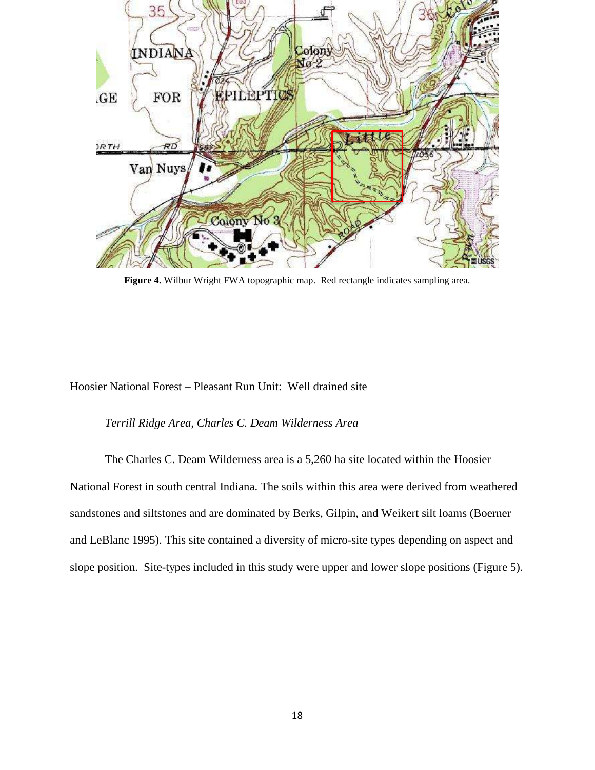**Figure 4.** Wilbur Wright FWA topographic map. Red rectangle indicates sampling area.

## Hoosier National Forest – Pleasant Run Unit: Well drained site

### *Terrill Ridge Area, Charles C. Deam Wilderness Area*

The Charles C. Deam Wilderness area is a 5,260 ha site located within the Hoosier National Forest in south central Indiana. The soils within this area were derived from weathered sandstones and siltstones and are dominated by Berks, Gilpin, and Weikert silt loams (Boerner and LeBlanc 1995). This site contained a diversity of micro-site types depending on aspect and slope position. Site-types included in this study were upper and lower slope positions (Figure 5).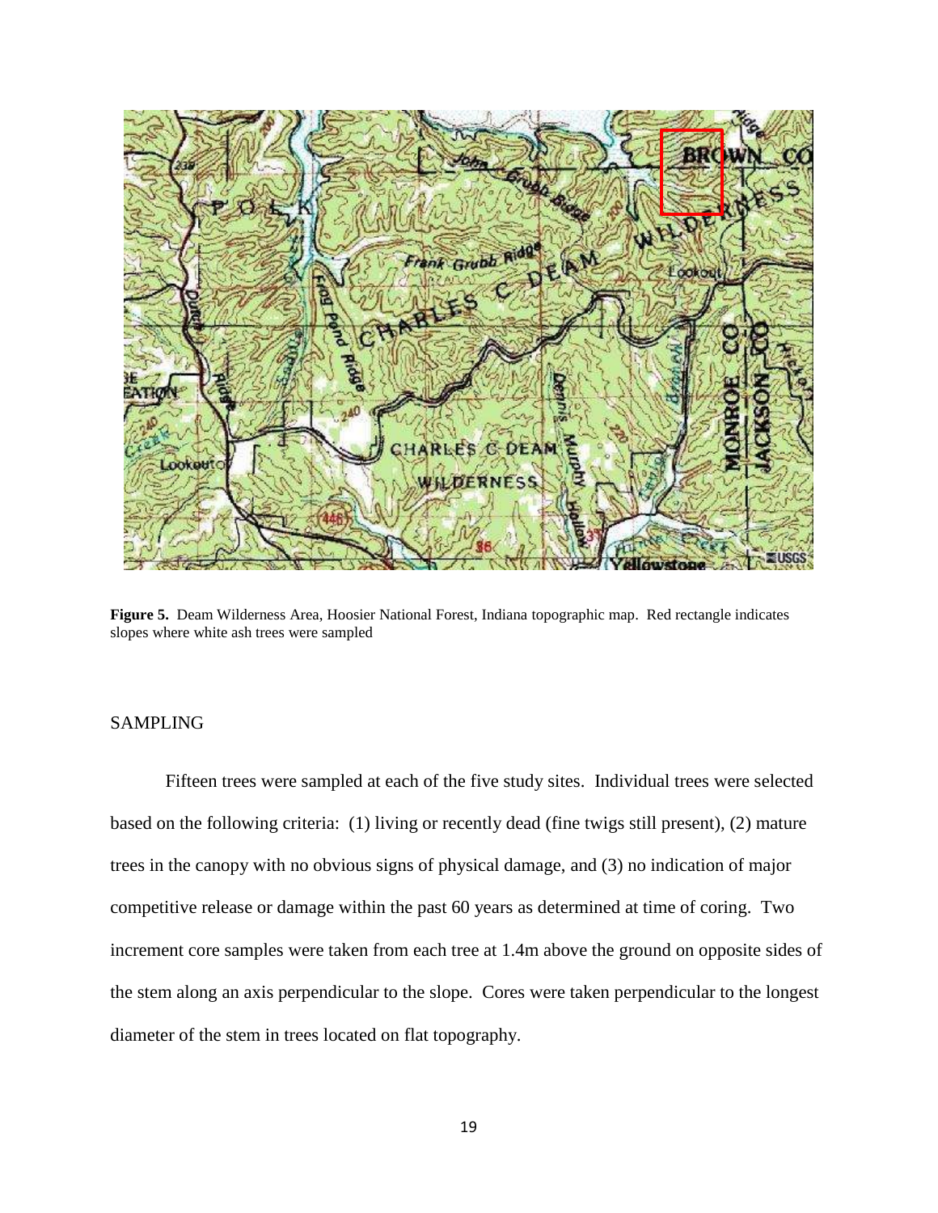**Figure 5.** Deam Wilderness Area, Hoosier National Forest, Indiana topographic map. Red rectangle indicates slopes where white ash trees were sampled

## SAMPLING

Fifteen trees were sampled at each of the five study sites. Individual trees were selected based on the following criteria: (1) living or recently dead (fine twigs still present), (2) mature trees in the canopy with no obvious signs of physical damage, and (3) no indication of major competitive release or damage within the past 60 years as determined at time of coring. Two increment core samples were taken from each tree at 1.4m above the ground on opposite sides of the stem along an axis perpendicular to the slope. Cores were taken perpendicular to the longest diameter of the stem in trees located on flat topography.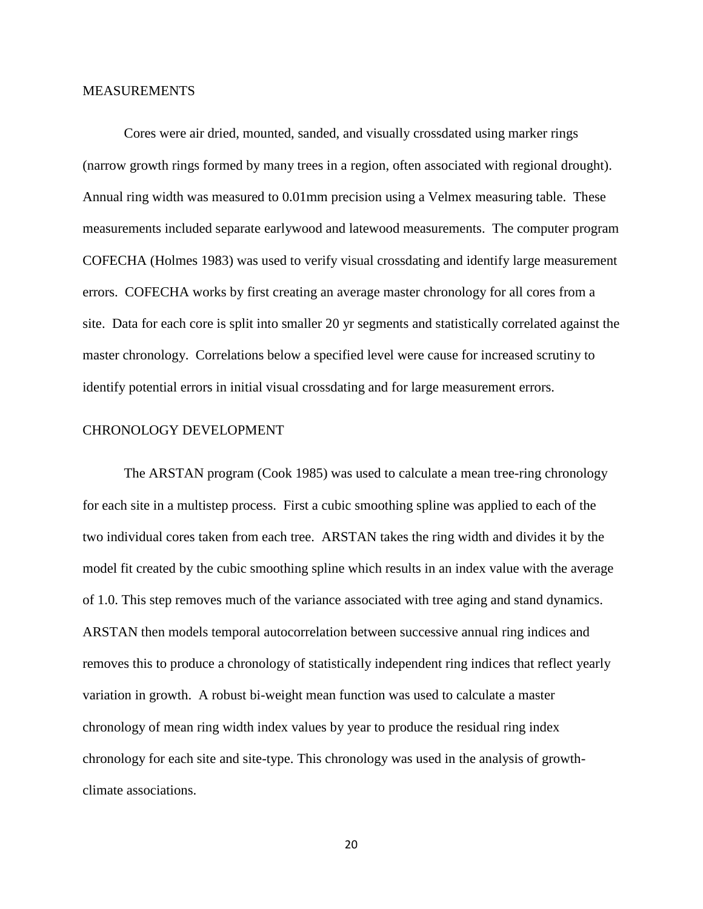## MEASUREMENTS

Cores were air dried, mounted, sanded, and visually crossdated using marker rings (narrow growth rings formed by many trees in a region, often associated with regional drought). Annual ring width was measured to 0.01mm precision using a Velmex measuring table. These measurements included separate earlywood and latewood measurements. The computer program COFECHA (Holmes 1983) was used to verify visual crossdating and identify large measurement errors. COFECHA works by first creating an average master chronology for all cores from a site. Data for each core is split into smaller 20 yr segments and statistically correlated against the master chronology. Correlations below a specified level were cause for increased scrutiny to identify potential errors in initial visual crossdating and for large measurement errors.

## CHRONOLOGY DEVELOPMENT

The ARSTAN program (Cook 1985) was used to calculate a mean tree-ring chronology for each site in a multistep process. First a cubic smoothing spline was applied to each of the two individual cores taken from each tree. ARSTAN takes the ring width and divides it by the model fit created by the cubic smoothing spline which results in an index value with the average of 1.0. This step removes much of the variance associated with tree aging and stand dynamics. ARSTAN then models temporal autocorrelation between successive annual ring indices and removes this to produce a chronology of statistically independent ring indices that reflect yearly variation in growth. A robust bi-weight mean function was used to calculate a master chronology of mean ring width index values by year to produce the residual ring index chronology for each site and site-type. This chronology was used in the analysis of growth-climate associations.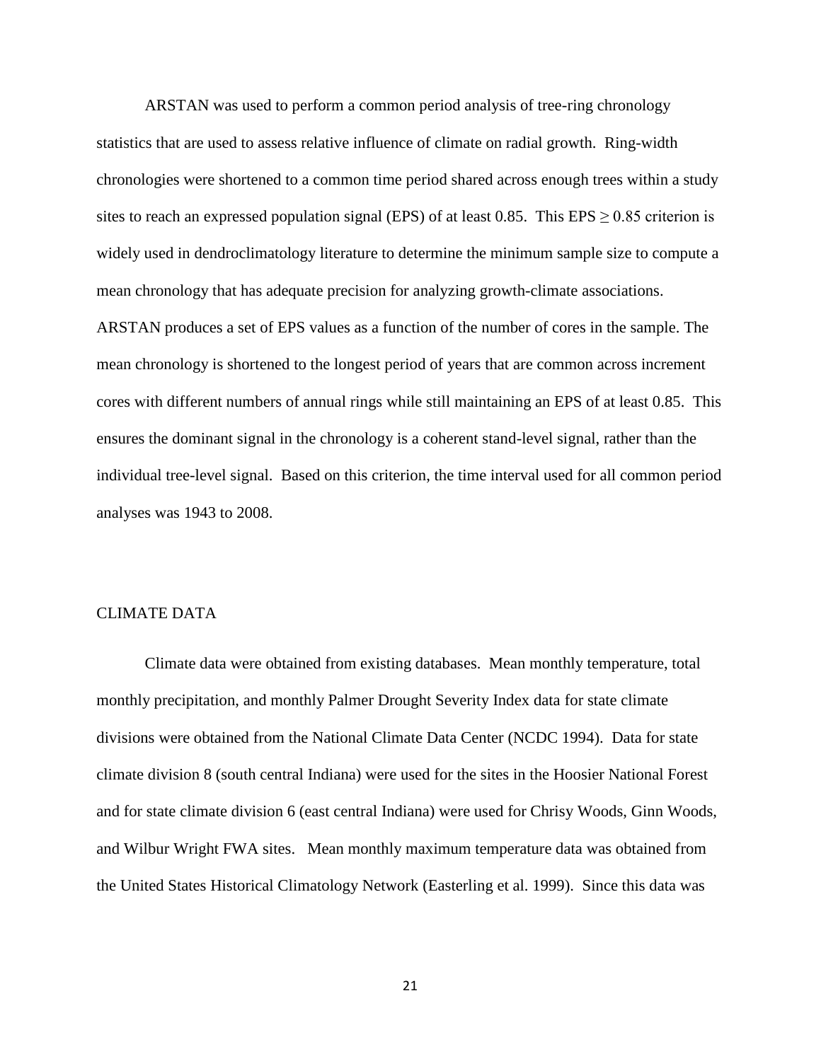ARSTAN was used to perform a common period analysis of tree-ring chronology statistics that are used to assess relative influence of climate on radial growth. Ring-width chronologies were shortened to a common time period shared across enough trees within a study sites to reach an expressed population signal (EPS) of at least 0.85. This EPS $\geq 0.85$ criterion is widely used in dendroclimatology literature to determine the minimum sample size to compute a mean chronology that has adequate precision for analyzing growth-climate associations. ARSTAN produces a set of EPS values as a function of the number of cores in the sample. The mean chronology is shortened to the longest period of years that are common across increment cores with different numbers of annual rings while still maintaining an EPS of at least 0.85. This ensures the dominant signal in the chronology is a coherent stand-level signal, rather than the individual tree-level signal. Based on this criterion, the time interval used for all common period analyses was 1943 to 2008.

## CLIMATE DATA

Climate data were obtained from existing databases. Mean monthly temperature, total monthly precipitation, and monthly Palmer Drought Severity Index data for state climate divisions were obtained from the National Climate Data Center (NCDC 1994). Data for state climate division 8 (south central Indiana) were used for the sites in the Hoosier National Forest and for state climate division 6 (east central Indiana) were used for Chrisy Woods, Ginn Woods, and Wilbur Wright FWA sites. Mean monthly maximum temperature data was obtained from the United States Historical Climatology Network (Easterling et al. 1999). Since this data was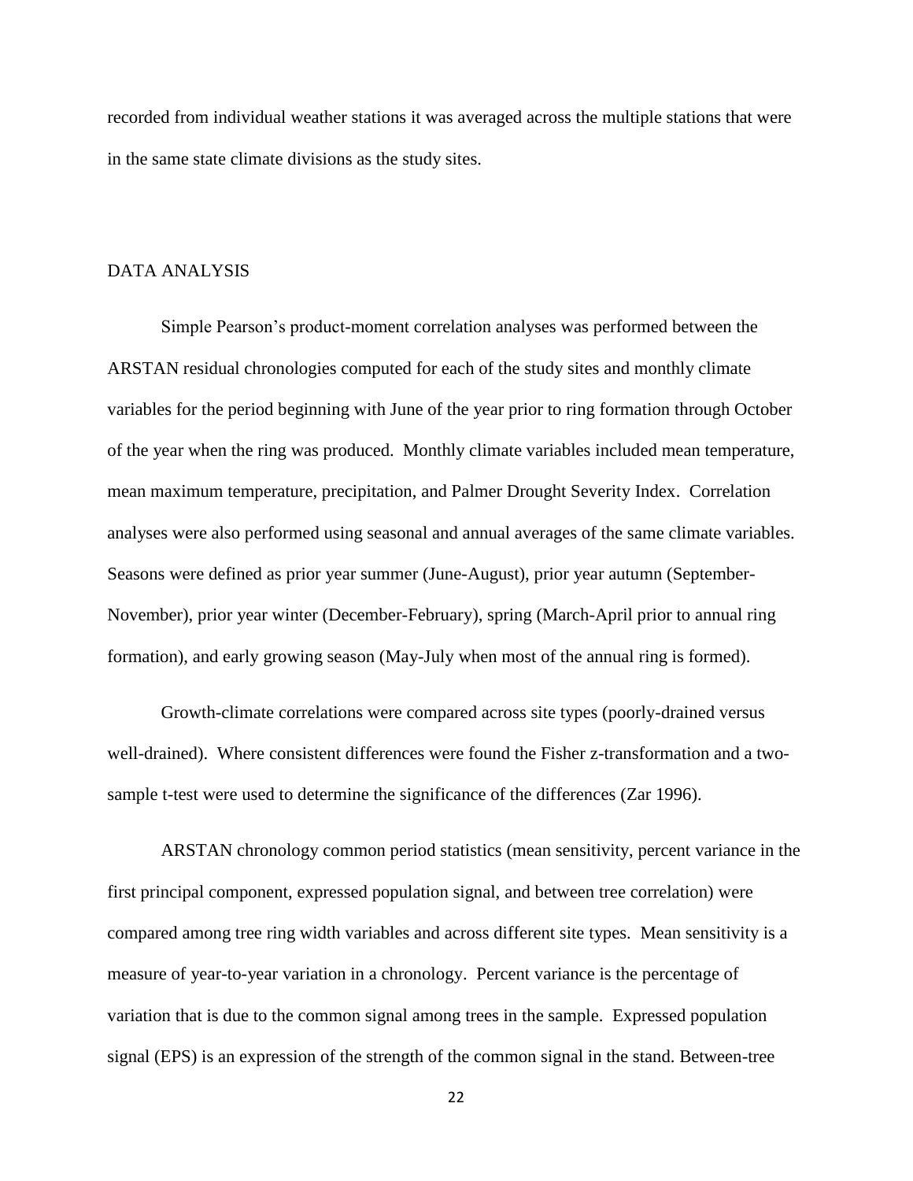recorded from individual weather stations it was averaged across the multiple stations that were in the same state climate divisions as the study sites.

## DATA ANALYSIS

Simple Pearson's product-moment correlation analyses was performed between the ARSTAN residual chronologies computed for each of the study sites and monthly climate variables for the period beginning with June of the year prior to ring formation through October of the year when the ring was produced. Monthly climate variables included mean temperature, mean maximum temperature, precipitation, and Palmer Drought Severity Index. Correlation analyses were also performed using seasonal and annual averages of the same climate variables. Seasons were defined as prior year summer (June-August), prior year autumn (September-November), prior year winter (December-February), spring (March-April prior to annual ring formation), and early growing season (May-July when most of the annual ring is formed).

Growth-climate correlations were compared across site types (poorly-drained versus well-drained). Where consistent differences were found the Fisher z-transformation and a two-sample t-test were used to determine the significance of the differences (Zar 1996).

ARSTAN chronology common period statistics (mean sensitivity, percent variance in the first principal component, expressed population signal, and between tree correlation) were compared among tree ring width variables and across different site types. Mean sensitivity is a measure of year-to-year variation in a chronology. Percent variance is the percentage of variation that is due to the common signal among trees in the sample. Expressed population signal (EPS) is an expression of the strength of the common signal in the stand. Between-tree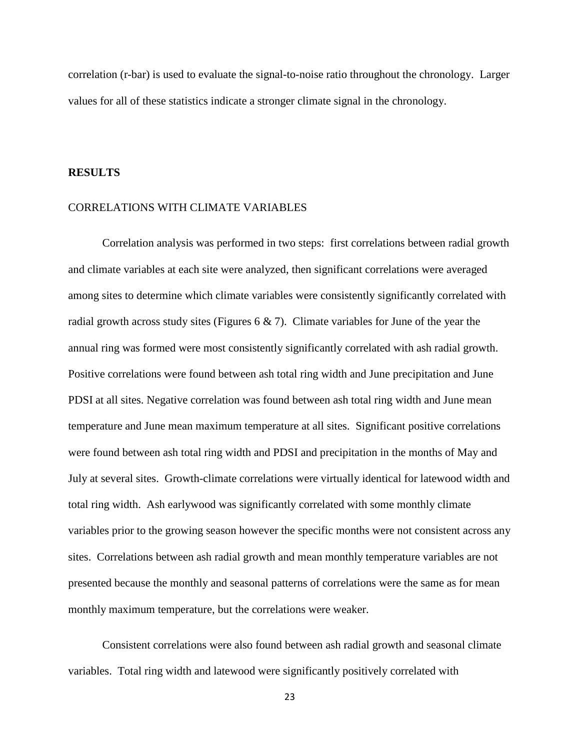correlation (r-bar) is used to evaluate the signal-to-noise ratio throughout the chronology. Larger values for all of these statistics indicate a stronger climate signal in the chronology.

## RESULTS

### CORRELATIONS WITH CLIMATE VARIABLES

Correlation analysis was performed in two steps: first correlations between radial growth and climate variables at each site were analyzed, then significant correlations were averaged among sites to determine which climate variables were consistently significantly correlated with radial growth across study sites (Figures 6 & 7). Climate variables for June of the year the annual ring was formed were most consistently significantly correlated with ash radial growth. Positive correlations were found between ash total ring width and June precipitation and June PDSI at all sites. Negative correlation was found between ash total ring width and June mean temperature and June mean maximum temperature at all sites. Significant positive correlations were found between ash total ring width and PDSI and precipitation in the months of May and July at several sites. Growth-climate correlations were virtually identical for latewood width and total ring width. Ash earlywood was significantly correlated with some monthly climate variables prior to the growing season however the specific months were not consistent across any sites. Correlations between ash radial growth and mean monthly temperature variables are not presented because the monthly and seasonal patterns of correlations were the same as for mean monthly maximum temperature, but the correlations were weaker.

Consistent correlations were also found between ash radial growth and seasonal climate variables. Total ring width and latewood were significantly positively correlated with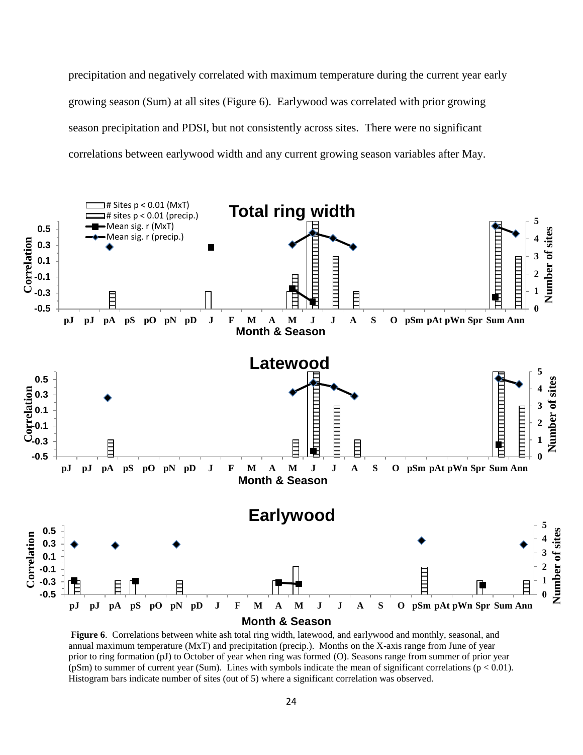precipitation and negatively correlated with maximum temperature during the current year early growing season (Sum) at all sites (Figure 6). Earlywood was correlated with prior growing season precipitation and PDSI, but not consistently across sites. There were no significant correlations between earlywood width and any current growing season variables after May.

**Figure 6**. Correlations between white ash total ring width, latewood, and earlywood and monthly, seasonal, and annual maximum temperature (MxT) and precipitation (precip.). Months on the X-axis range from June of year prior to ring formation (pJ) to October of year when ring was formed (O). Seasons range from summer of prior year (pSm) to summer of current year (Sum). Lines with symbols indicate the mean of significant correlations ($p < 0.01$). Histogram bars indicate number of sites (out of 5) where a significant correlation was observed.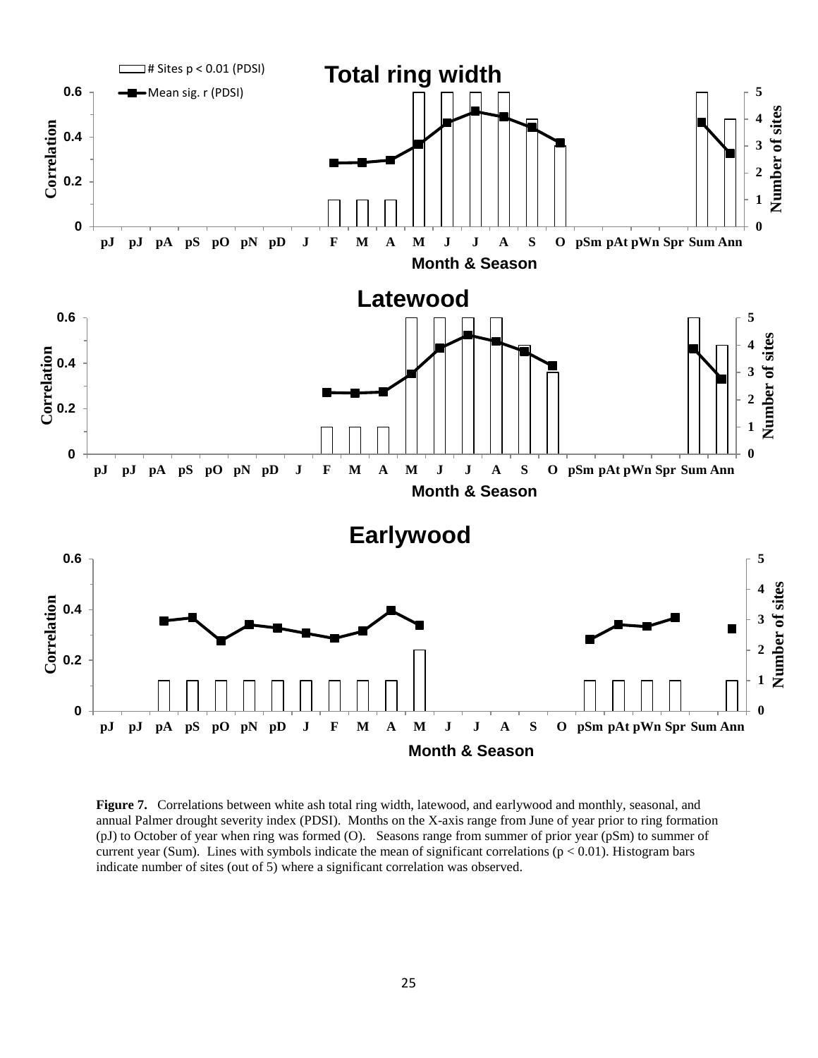**Figure 7.** Correlations between white ash total ring width, latewood, and earlywood and monthly, seasonal, and annual Palmer drought severity index (PDSI). Months on the X-axis range from June of year prior to ring formation (pJ) to October of year when ring was formed (O). Seasons range from summer of prior year (pSm) to summer of current year (Sum). Lines with symbols indicate the mean of significant correlations ($p < 0.01$). Histogram bars indicate number of sites (out of 5) where a significant correlation was observed.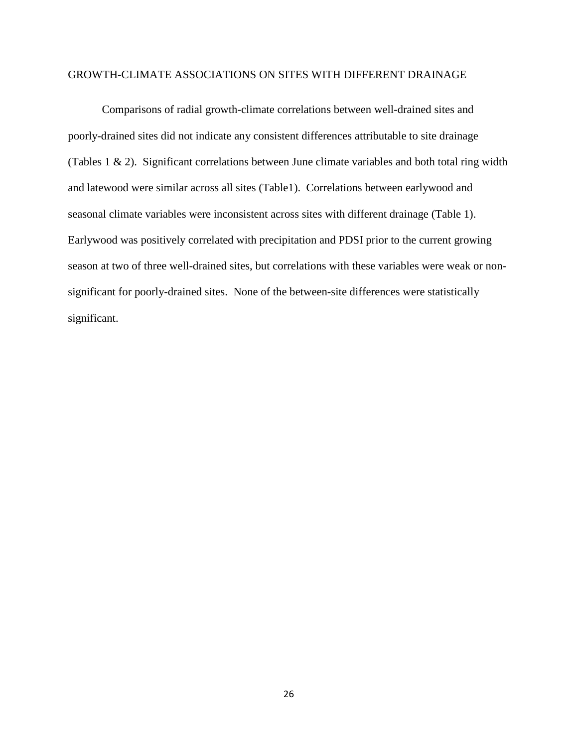## GROWTH-CLIMATE ASSOCIATIONS ON SITES WITH DIFFERENT DRAINAGE

Comparisons of radial growth-climate correlations between well-drained sites and poorly-drained sites did not indicate any consistent differences attributable to site drainage (Tables 1 & 2). Significant correlations between June climate variables and both total ring width and latewood were similar across all sites (Table1). Correlations between earlywood and seasonal climate variables were inconsistent across sites with different drainage (Table 1). Earlywood was positively correlated with precipitation and PDSI prior to the current growing season at two of three well-drained sites, but correlations with these variables were weak or non-significant for poorly-drained sites. None of the between-site differences were statistically significant.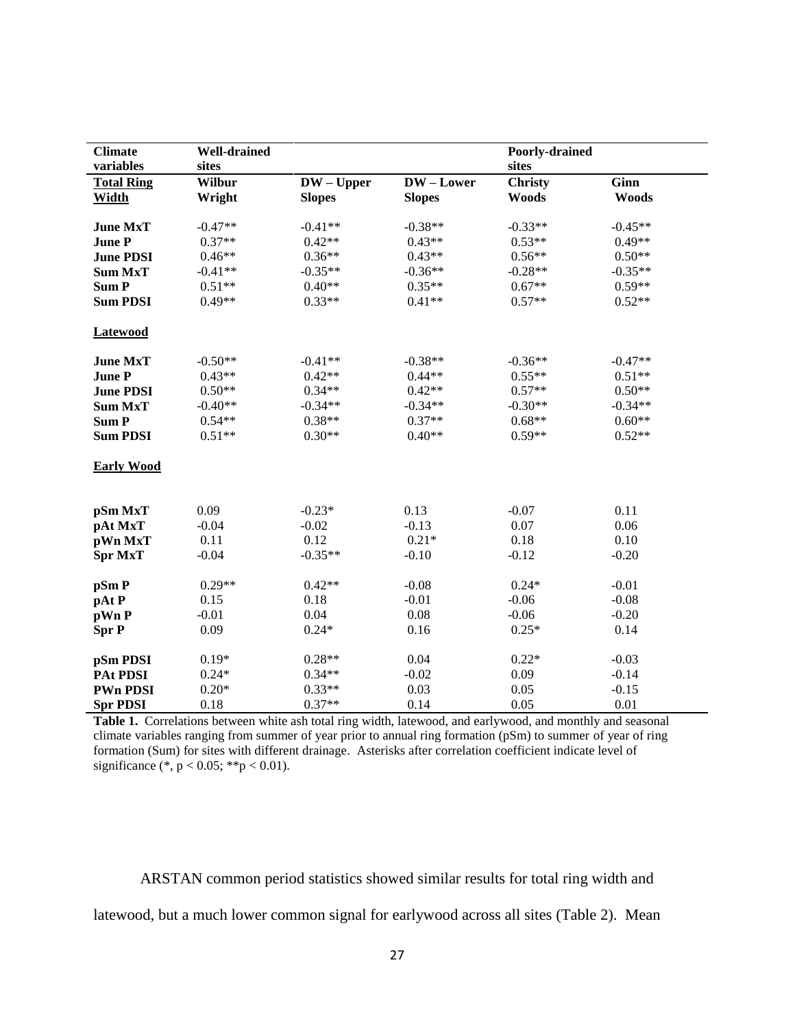| Climate variables | Well-drained sites | | | Poorly-drained sites | |
|---|---|---|---|---|---|
| **Total Ring Width** | **Wilbur Wright** | **DW – Upper Slopes** | **DW – Lower Slopes** | **Christy Woods** | **Ginn Woods** |
| **June MxT** | -0.47** | -0.41** | -0.38** | -0.33** | -0.45** |
| **June P** | 0.37** | 0.42** | 0.43** | 0.53** | 0.49** |
| **June PDSI** | 0.46** | 0.36** | 0.43** | 0.56** | 0.50** |
| **Sum MxT** | -0.41** | -0.35** | -0.36** | -0.28** | -0.35** |
| **Sum P** | 0.51** | 0.40** | 0.35** | 0.67** | 0.59** |
| **Sum PDSI** | 0.49** | 0.33** | 0.41** | 0.57** | 0.52** |
| **Latewood** | | | | | |
| **June MxT** | -0.50** | -0.41** | -0.38** | -0.36** | -0.47** |
| **June P** | 0.43** | 0.42** | 0.44** | 0.55** | 0.51** |
| **June PDSI** | 0.50** | 0.34** | 0.42** | 0.57** | 0.50** |
| **Sum MxT** | -0.40** | -0.34** | -0.34** | -0.30** | -0.34** |
| **Sum P** | 0.54** | 0.38** | 0.37** | 0.68** | 0.60** |
| **Sum PDSI** | 0.51** | 0.30** | 0.40** | 0.59** | 0.52** |
| **Early Wood** | | | | | |
| **pSm MxT** | 0.09 | -0.23* | 0.13 | -0.07 | 0.11 |
| **pAt MxT** | -0.04 | -0.02 | -0.13 | 0.07 | 0.06 |
| **pWn MxT** | 0.11 | 0.12 | 0.21* | 0.18 | 0.10 |
| **Spr MxT** | -0.04 | -0.35** | -0.10 | -0.12 | -0.20 |
| **pSm P** | 0.29** | 0.42** | -0.08 | 0.24* | -0.01 |
| **pAt P** | 0.15 | 0.18 | -0.01 | -0.06 | -0.08 |
| **pWn P** | -0.01 | 0.04 | 0.08 | -0.06 | -0.20 |
| **Spr P** | 0.09 | 0.24* | 0.16 | 0.25* | 0.14 |
| **pSm PDSI** | 0.19* | 0.28** | 0.04 | 0.22* | -0.03 |
| **PAt PDSI** | 0.24* | 0.34** | -0.02 | 0.09 | -0.14 |
| **PWn PDSI** | 0.20* | 0.33** | 0.03 | 0.05 | -0.15 |
| **Spr PDSI** | 0.18 | 0.37** | 0.14 | 0.05 | 0.01 |

**Table 1.** Correlations between white ash total ring width, latewood, and earlywood, and monthly and seasonal climate variables ranging from summer of year prior to annual ring formation (pSm) to summer of year of ring formation (Sum) for sites with different drainage. Asterisks after correlation coefficient indicate level of significance (*, $p < 0.05$; **$p < 0.01$).

ARSTAN common period statistics showed similar results for total ring width and latewood, but a much lower common signal for earlywood across all sites (Table 2). Mean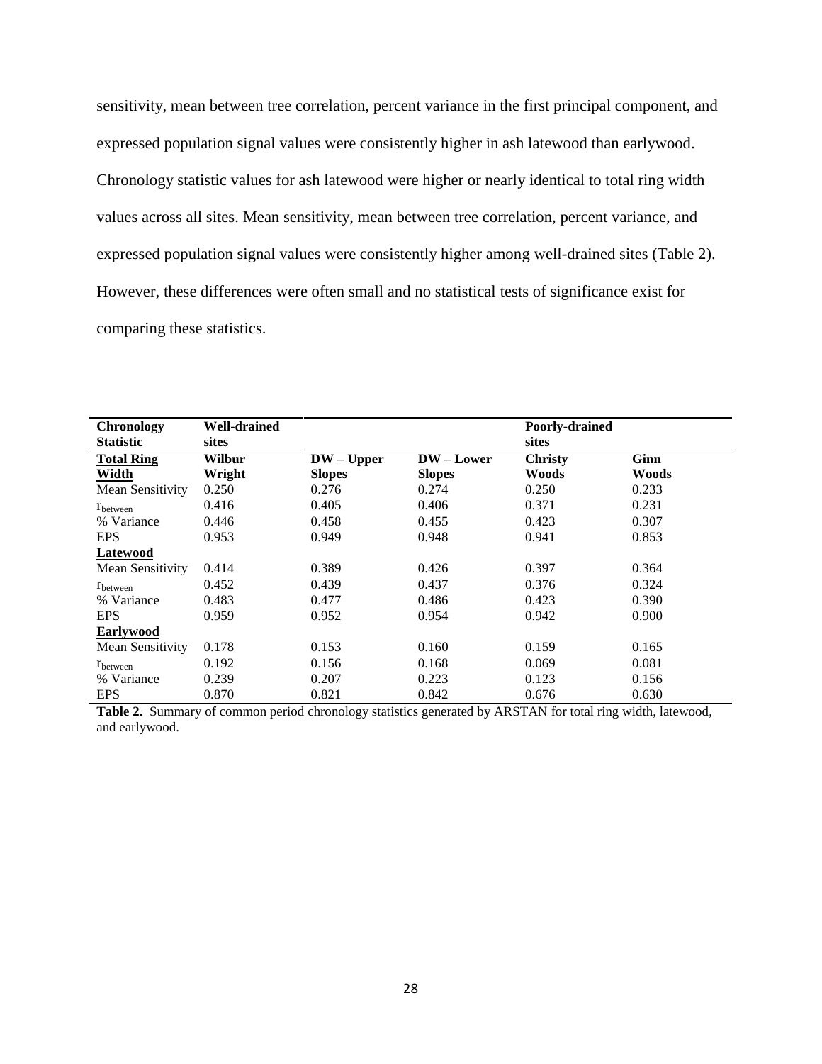sensitivity, mean between tree correlation, percent variance in the first principal component, and expressed population signal values were consistently higher in ash latewood than earlywood. Chronology statistic values for ash latewood were higher or nearly identical to total ring width values across all sites. Mean sensitivity, mean between tree correlation, percent variance, and expressed population signal values were consistently higher among well-drained sites (Table 2). However, these differences were often small and no statistical tests of significance exist for comparing these statistics.

| **Chronology Statistic** | **Well-drained sites** | | | **Poorly-drained sites** | |
|---|---|---|---|---|---|
| **Total Ring Width** | **Wilbur Wright** | **DW – Upper Slopes** | **DW – Lower Slopes** | **Christy Woods** | **Ginn Woods** |
| Mean Sensitivity | 0.250 | 0.276 | 0.274 | 0.250 | 0.233 |
| $r_{between}$ | 0.416 | 0.405 | 0.406 | 0.371 | 0.231 |
| % Variance | 0.446 | 0.458 | 0.455 | 0.423 | 0.307 |
| EPS | 0.953 | 0.949 | 0.948 | 0.941 | 0.853 |
| **Latewood** | | | | | |
| Mean Sensitivity | 0.414 | 0.389 | 0.426 | 0.397 | 0.364 |
| $r_{between}$ | 0.452 | 0.439 | 0.437 | 0.376 | 0.324 |
| % Variance | 0.483 | 0.477 | 0.486 | 0.423 | 0.390 |
| EPS | 0.959 | 0.952 | 0.954 | 0.942 | 0.900 |
| **Earlywood** | | | | | |
| Mean Sensitivity | 0.178 | 0.153 | 0.160 | 0.159 | 0.165 |
| $r_{between}$ | 0.192 | 0.156 | 0.168 | 0.069 | 0.081 |
| % Variance | 0.239 | 0.207 | 0.223 | 0.123 | 0.156 |
| EPS | 0.870 | 0.821 | 0.842 | 0.676 | 0.630 |

**Table 2.** Summary of common period chronology statistics generated by ARSTAN for total ring width, latewood, and earlywood.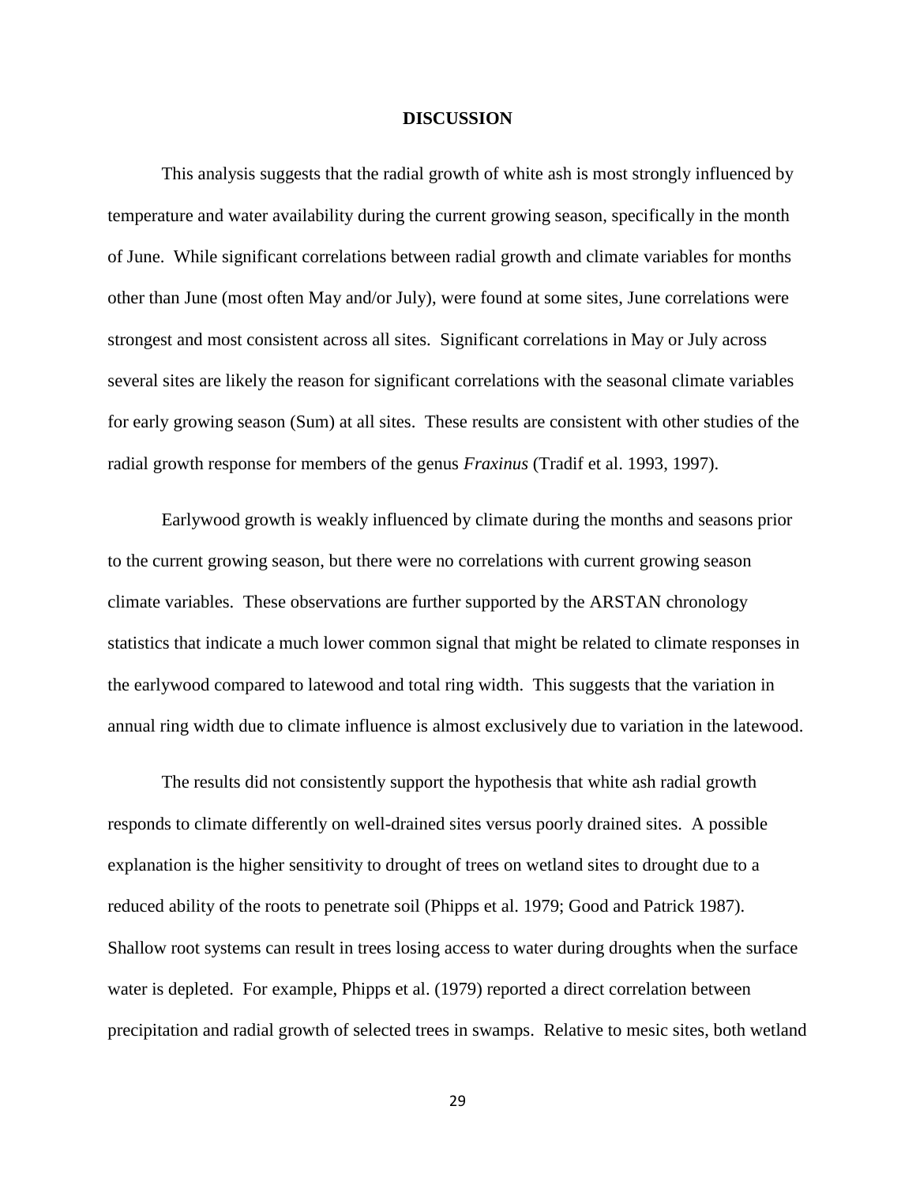# DISCUSSION

This analysis suggests that the radial growth of white ash is most strongly influenced by temperature and water availability during the current growing season, specifically in the month of June. While significant correlations between radial growth and climate variables for months other than June (most often May and/or July), were found at some sites, June correlations were strongest and most consistent across all sites. Significant correlations in May or July across several sites are likely the reason for significant correlations with the seasonal climate variables for early growing season (Sum) at all sites. These results are consistent with other studies of the radial growth response for members of the genus *Fraxinus* (Tradif et al. 1993, 1997).

Earlywood growth is weakly influenced by climate during the months and seasons prior to the current growing season, but there were no correlations with current growing season climate variables. These observations are further supported by the ARSTAN chronology statistics that indicate a much lower common signal that might be related to climate responses in the earlywood compared to latewood and total ring width. This suggests that the variation in annual ring width due to climate influence is almost exclusively due to variation in the latewood.

The results did not consistently support the hypothesis that white ash radial growth responds to climate differently on well-drained sites versus poorly drained sites. A possible explanation is the higher sensitivity to drought of trees on wetland sites to drought due to a reduced ability of the roots to penetrate soil (Phipps et al. 1979; Good and Patrick 1987). Shallow root systems can result in trees losing access to water during droughts when the surface water is depleted. For example, Phipps et al. (1979) reported a direct correlation between precipitation and radial growth of selected trees in swamps. Relative to mesic sites, both wetland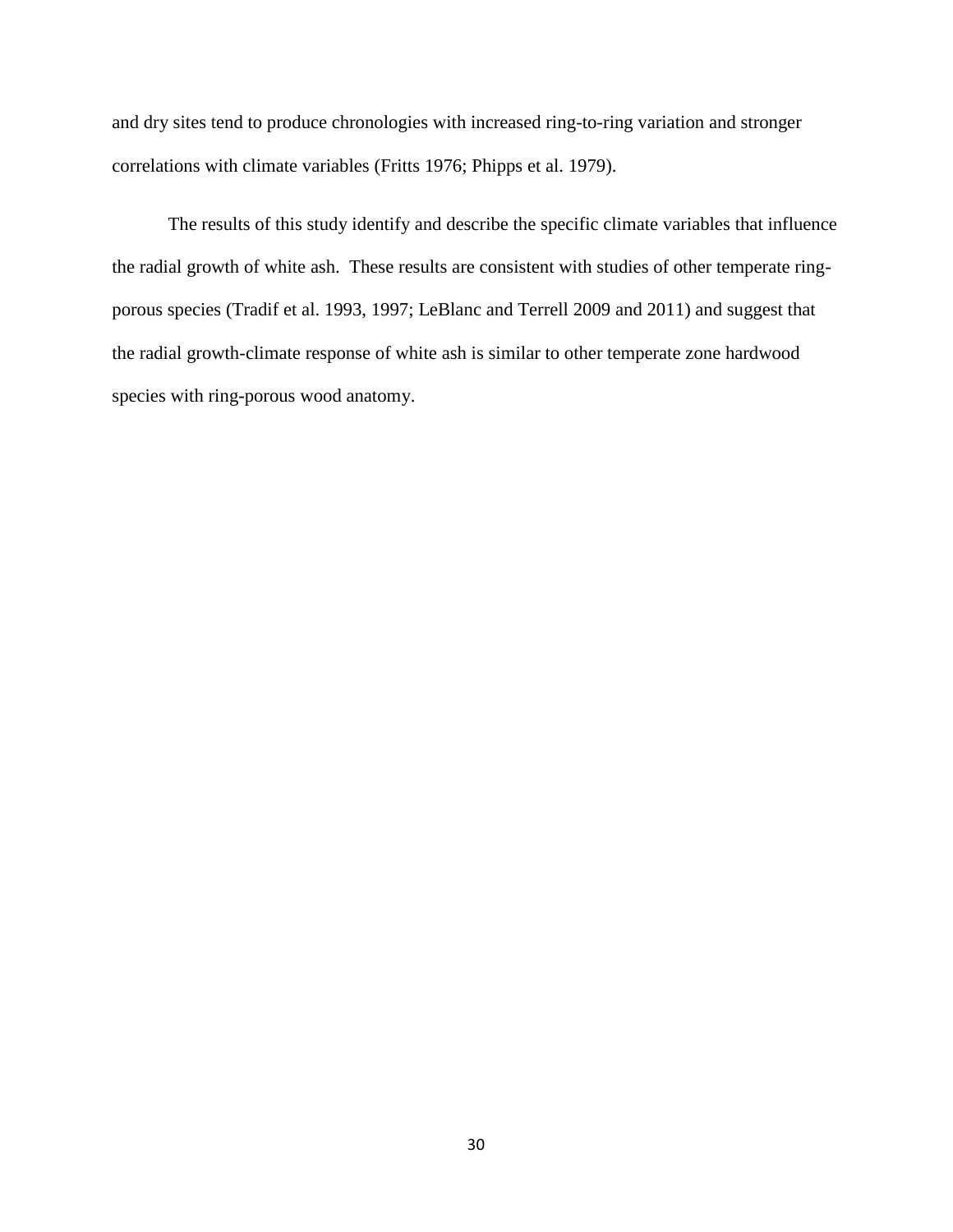and dry sites tend to produce chronologies with increased ring-to-ring variation and stronger correlations with climate variables (Fritts 1976; Phipps et al. 1979).

The results of this study identify and describe the specific climate variables that influence the radial growth of white ash. These results are consistent with studies of other temperate ring-porous species (Tradif et al. 1993, 1997; LeBlanc and Terrell 2009 and 2011) and suggest that the radial growth-climate response of white ash is similar to other temperate zone hardwood species with ring-porous wood anatomy.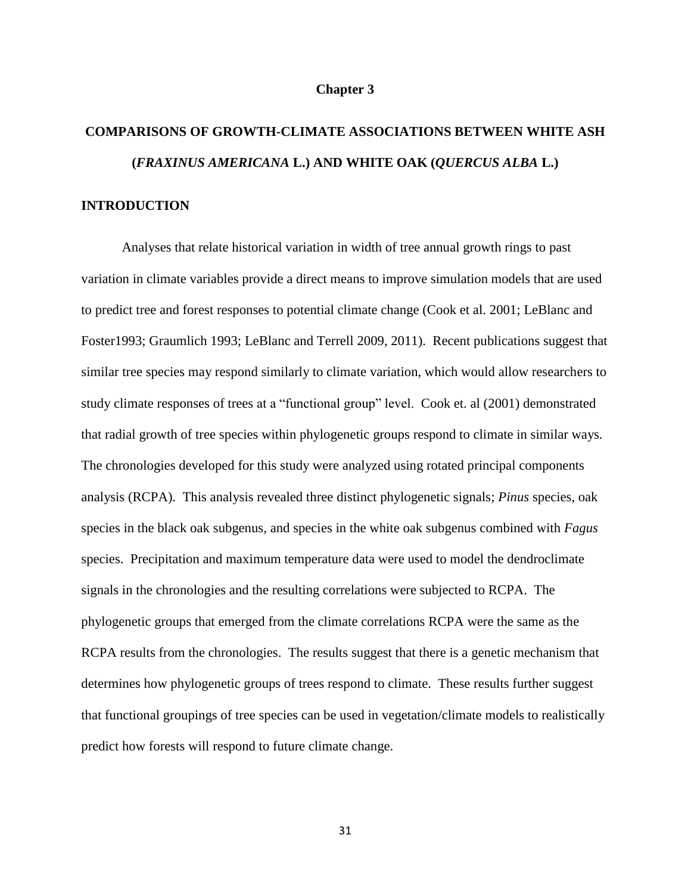# Chapter 3

# COMPARISONS OF GROWTH-CLIMATE ASSOCIATIONS BETWEEN WHITE ASH (*FRAXINUS AMERICANA* L.) AND WHITE OAK (*QUERCUS ALBA* L.)

## INTRODUCTION

Analyses that relate historical variation in width of tree annual growth rings to past variation in climate variables provide a direct means to improve simulation models that are used to predict tree and forest responses to potential climate change (Cook et al. 2001; LeBlanc and Foster1993; Graumlich 1993; LeBlanc and Terrell 2009, 2011). Recent publications suggest that similar tree species may respond similarly to climate variation, which would allow researchers to study climate responses of trees at a "functional group" level. Cook et. al (2001) demonstrated that radial growth of tree species within phylogenetic groups respond to climate in similar ways. The chronologies developed for this study were analyzed using rotated principal components analysis (RCPA). This analysis revealed three distinct phylogenetic signals; *Pinus* species, oak species in the black oak subgenus, and species in the white oak subgenus combined with *Fagus* species. Precipitation and maximum temperature data were used to model the dendroclimate signals in the chronologies and the resulting correlations were subjected to RCPA. The phylogenetic groups that emerged from the climate correlations RCPA were the same as the RCPA results from the chronologies. The results suggest that there is a genetic mechanism that determines how phylogenetic groups of trees respond to climate. These results further suggest that functional groupings of tree species can be used in vegetation/climate models to realistically predict how forests will respond to future climate change.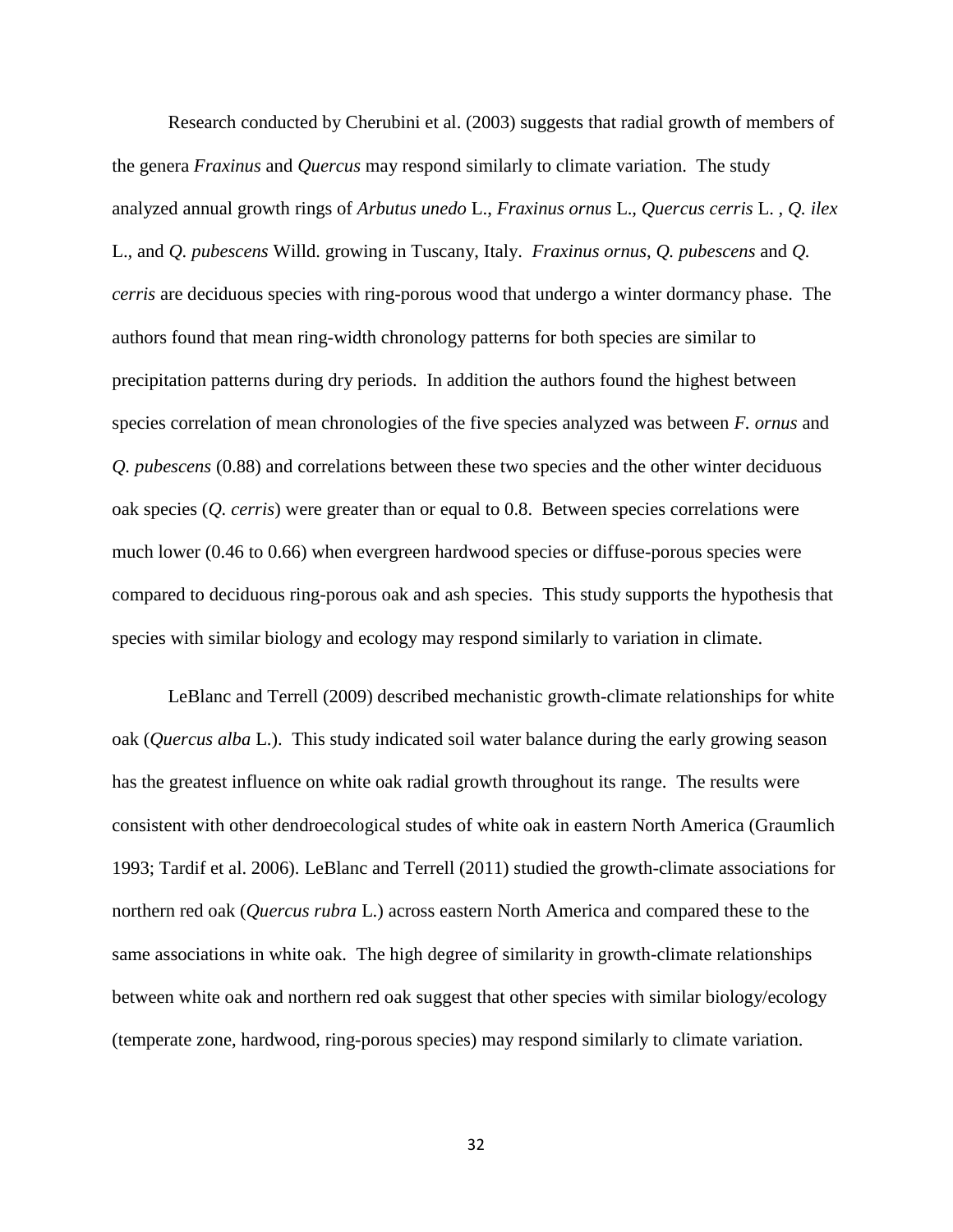Research conducted by Cherubini et al. (2003) suggests that radial growth of members of the genera *Fraxinus* and *Quercus* may respond similarly to climate variation. The study analyzed annual growth rings of *Arbutus unedo* L., *Fraxinus ornus* L., *Quercus cerris* L. , *Q. ilex* L., and *Q. pubescens* Willd. growing in Tuscany, Italy. *Fraxinus ornus*, *Q. pubescens* and *Q. cerris* are deciduous species with ring-porous wood that undergo a winter dormancy phase. The authors found that mean ring-width chronology patterns for both species are similar to precipitation patterns during dry periods. In addition the authors found the highest between species correlation of mean chronologies of the five species analyzed was between *F. ornus* and *Q. pubescens* (0.88) and correlations between these two species and the other winter deciduous oak species (*Q. cerris*) were greater than or equal to 0.8. Between species correlations were much lower (0.46 to 0.66) when evergreen hardwood species or diffuse-porous species were compared to deciduous ring-porous oak and ash species. This study supports the hypothesis that species with similar biology and ecology may respond similarly to variation in climate.

LeBlanc and Terrell (2009) described mechanistic growth-climate relationships for white oak (*Quercus alba* L.). This study indicated soil water balance during the early growing season has the greatest influence on white oak radial growth throughout its range. The results were consistent with other dendroecological studes of white oak in eastern North America (Graumlich 1993; Tardif et al. 2006). LeBlanc and Terrell (2011) studied the growth-climate associations for northern red oak (*Quercus rubra* L.) across eastern North America and compared these to the same associations in white oak. The high degree of similarity in growth-climate relationships between white oak and northern red oak suggest that other species with similar biology/ecology (temperate zone, hardwood, ring-porous species) may respond similarly to climate variation.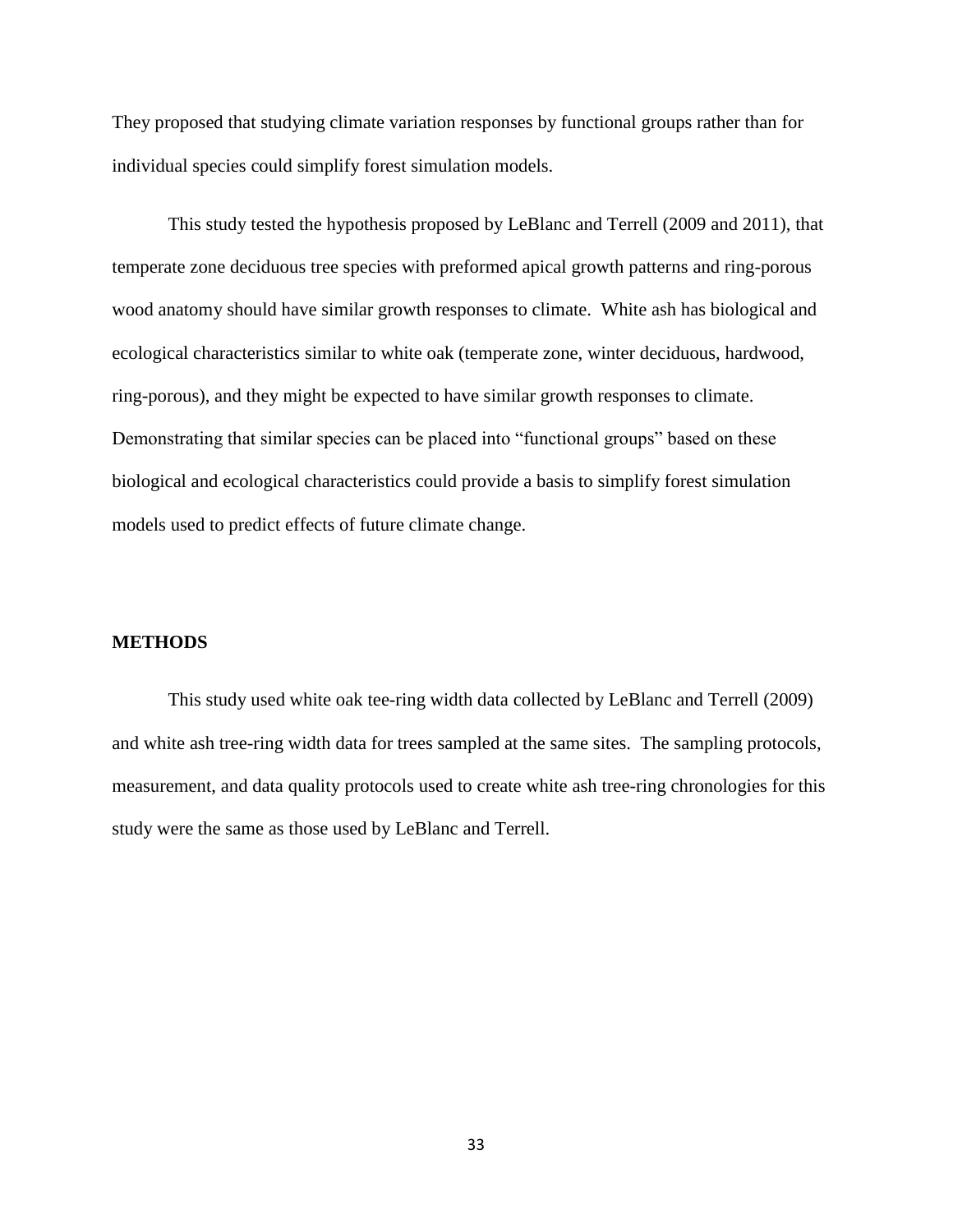They proposed that studying climate variation responses by functional groups rather than for individual species could simplify forest simulation models.

This study tested the hypothesis proposed by LeBlanc and Terrell (2009 and 2011), that temperate zone deciduous tree species with preformed apical growth patterns and ring-porous wood anatomy should have similar growth responses to climate. White ash has biological and ecological characteristics similar to white oak (temperate zone, winter deciduous, hardwood, ring-porous), and they might be expected to have similar growth responses to climate. Demonstrating that similar species can be placed into "functional groups" based on these biological and ecological characteristics could provide a basis to simplify forest simulation models used to predict effects of future climate change.

## METHODS

This study used white oak tee-ring width data collected by LeBlanc and Terrell (2009) and white ash tree-ring width data for trees sampled at the same sites. The sampling protocols, measurement, and data quality protocols used to create white ash tree-ring chronologies for this study were the same as those used by LeBlanc and Terrell.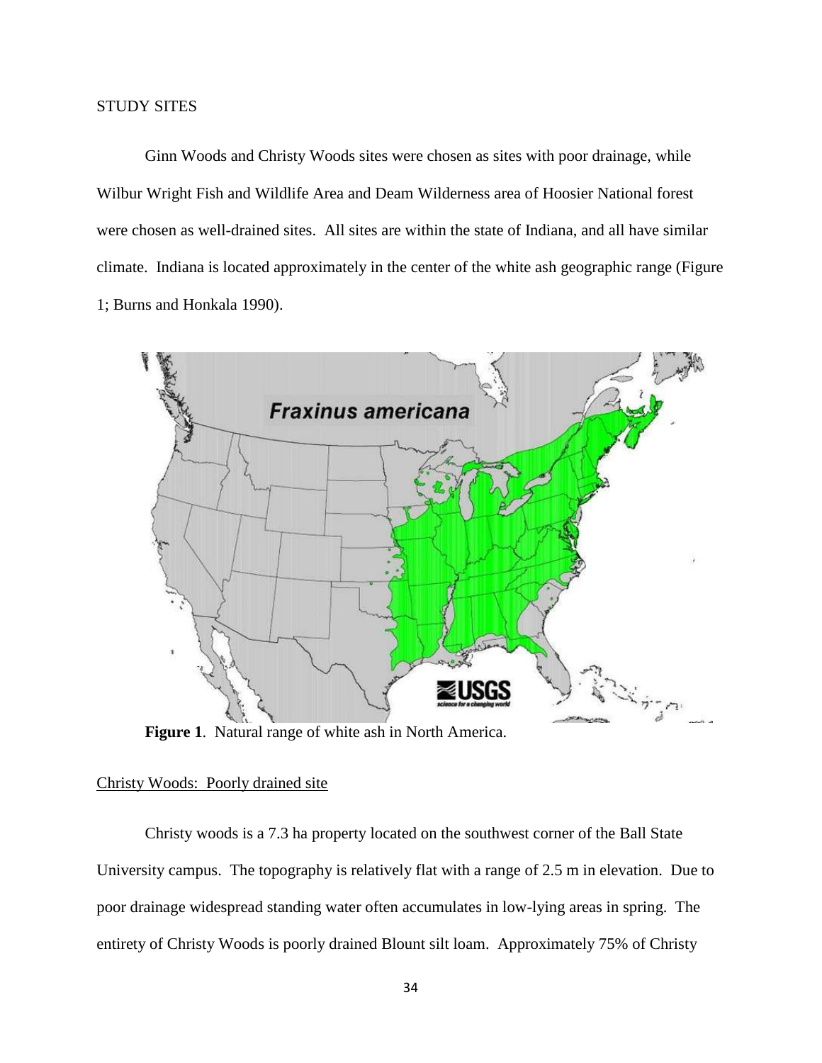STUDY SITES

Ginn Woods and Christy Woods sites were chosen as sites with poor drainage, while Wilbur Wright Fish and Wildlife Area and Deam Wilderness area of Hoosier National forest were chosen as well-drained sites. All sites are within the state of Indiana, and all have similar climate. Indiana is located approximately in the center of the white ash geographic range (Figure 1; Burns and Honkala 1990).

**Figure 1**. Natural range of white ash in North America.

<u>Christy Woods: Poorly drained site</u>

Christy woods is a 7.3 ha property located on the southwest corner of the Ball State University campus. The topography is relatively flat with a range of 2.5 m in elevation. Due to poor drainage widespread standing water often accumulates in low-lying areas in spring. The entirety of Christy Woods is poorly drained Blount silt loam. Approximately 75% of Christy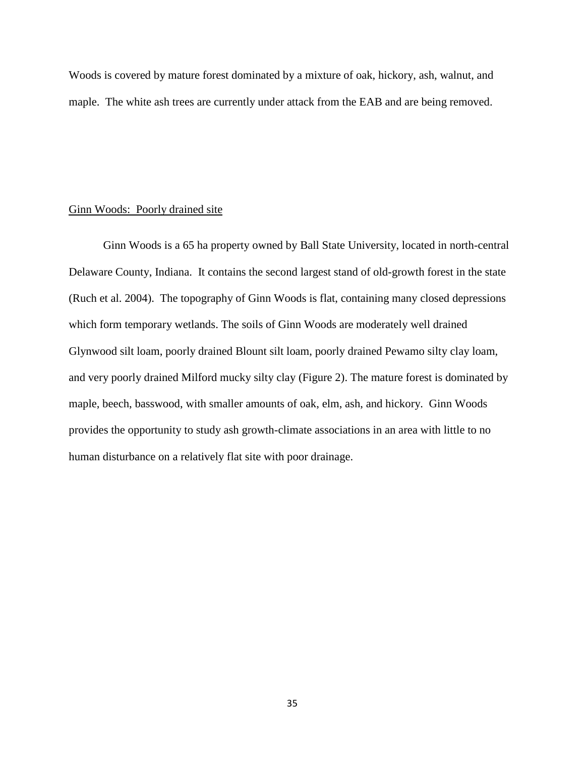Woods is covered by mature forest dominated by a mixture of oak, hickory, ash, walnut, and maple. The white ash trees are currently under attack from the EAB and are being removed.

<u>Ginn Woods: Poorly drained site</u>

Ginn Woods is a 65 ha property owned by Ball State University, located in north-central Delaware County, Indiana. It contains the second largest stand of old-growth forest in the state (Ruch et al. 2004). The topography of Ginn Woods is flat, containing many closed depressions which form temporary wetlands. The soils of Ginn Woods are moderately well drained Glynwood silt loam, poorly drained Blount silt loam, poorly drained Pewamo silty clay loam, and very poorly drained Milford mucky silty clay (Figure 2). The mature forest is dominated by maple, beech, basswood, with smaller amounts of oak, elm, ash, and hickory. Ginn Woods provides the opportunity to study ash growth-climate associations in an area with little to no human disturbance on a relatively flat site with poor drainage.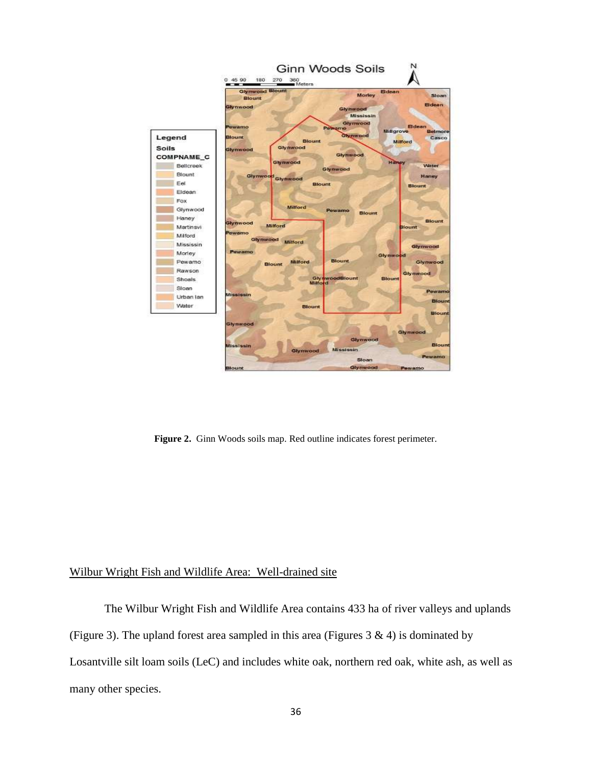**Figure 2.** Ginn Woods soils map. Red outline indicates forest perimeter.

Wilbur Wright Fish and Wildlife Area: Well-drained site

The Wilbur Wright Fish and Wildlife Area contains 433 ha of river valleys and uplands (Figure 3). The upland forest area sampled in this area (Figures 3 & 4) is dominated by Losantville silt loam soils (LeC) and includes white oak, northern red oak, white ash, as well as many other species.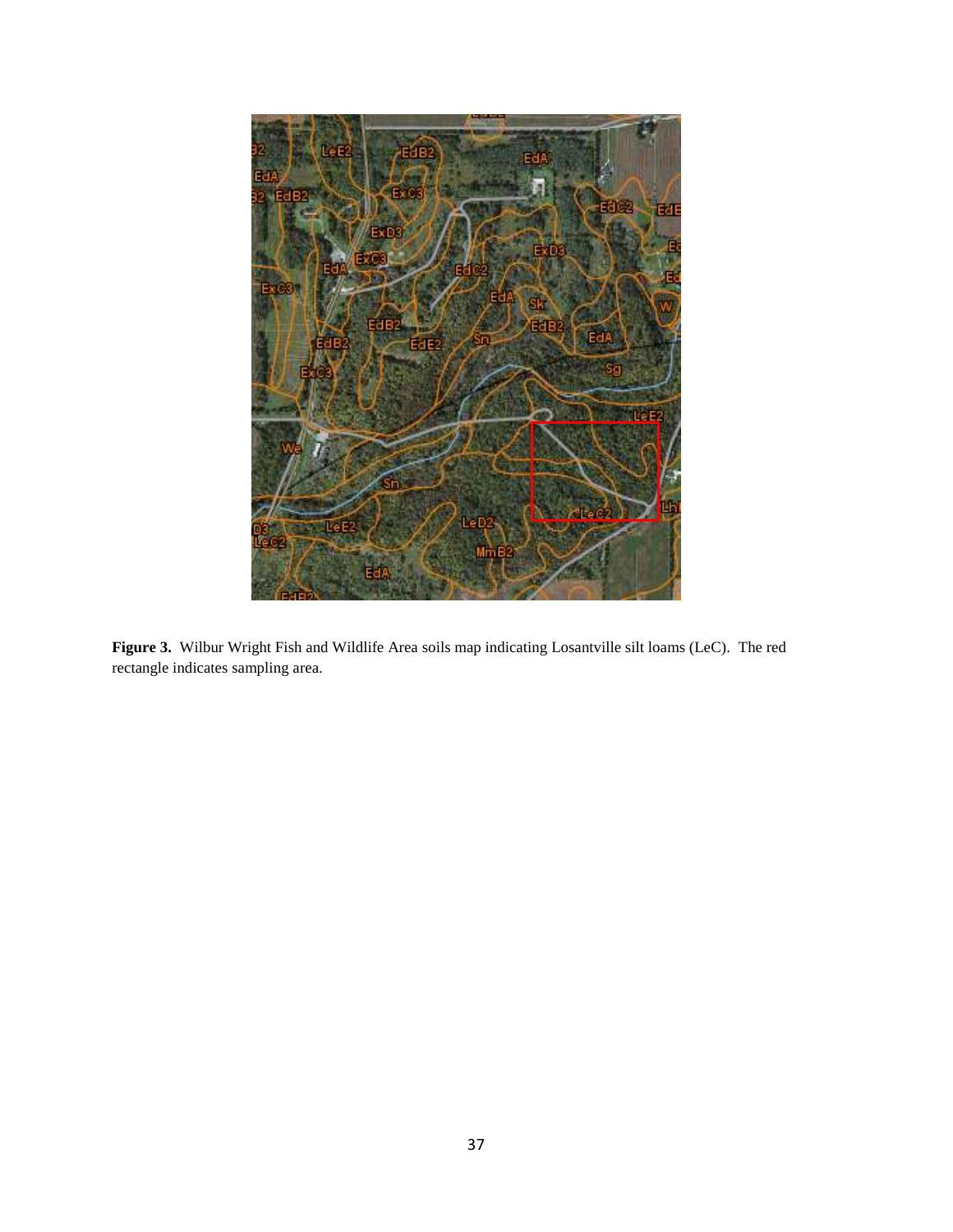**Figure 3.** Wilbur Wright Fish and Wildlife Area soils map indicating Losantville silt loams (LeC). The red rectangle indicates sampling area.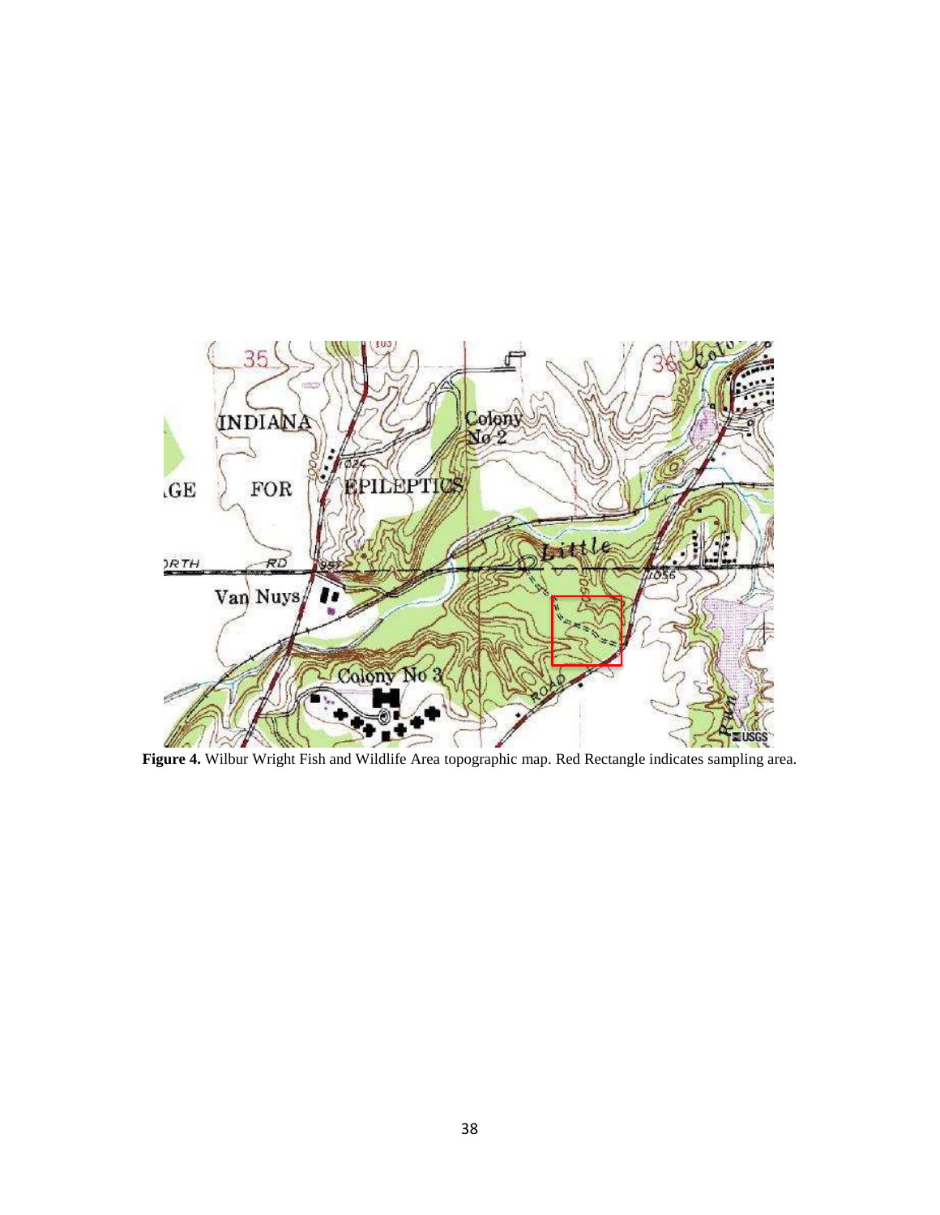**Figure 4.** Wilbur Wright Fish and Wildlife Area topographic map. Red Rectangle indicates sampling area.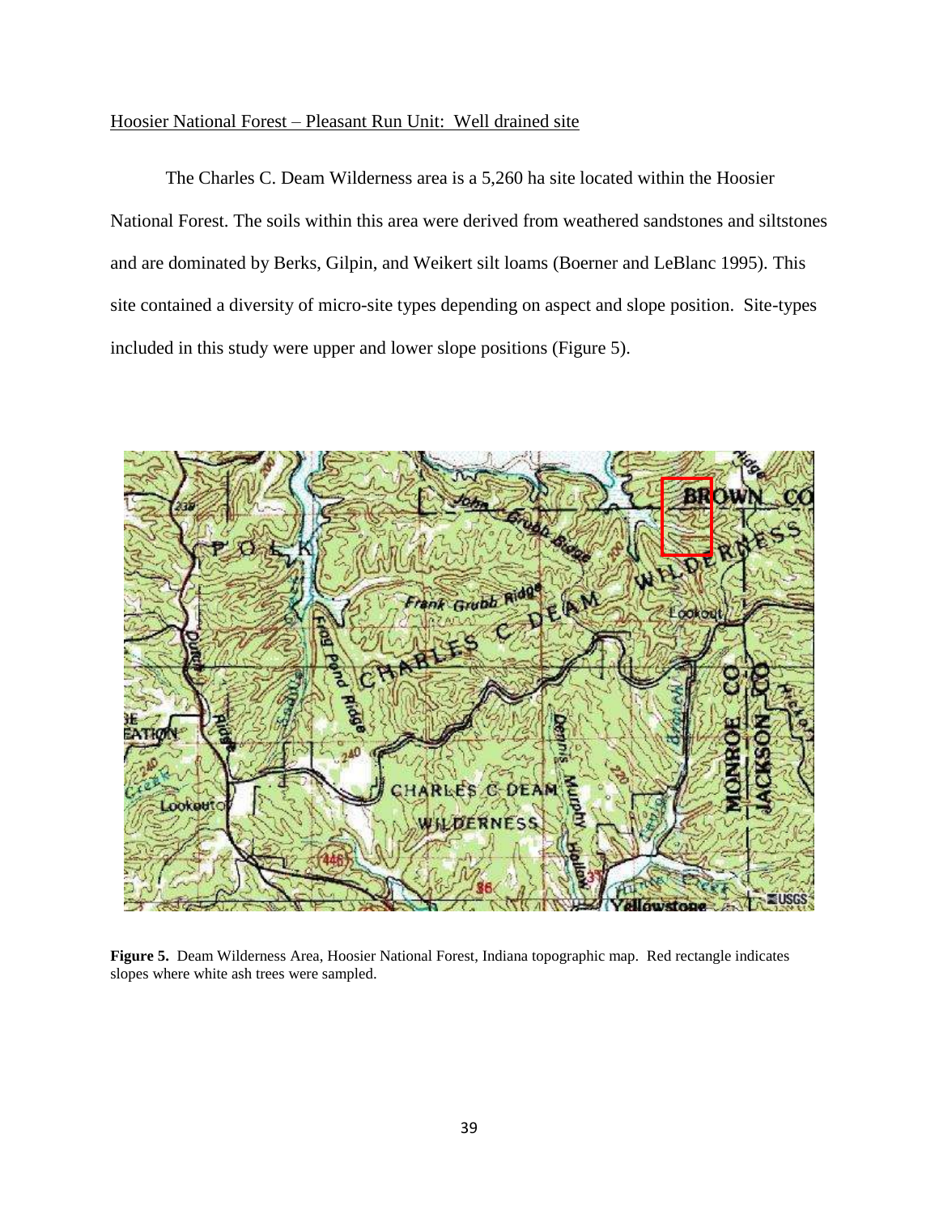Hoosier National Forest – Pleasant Run Unit: Well drained site

The Charles C. Deam Wilderness area is a 5,260 ha site located within the Hoosier National Forest. The soils within this area were derived from weathered sandstones and siltstones and are dominated by Berks, Gilpin, and Weikert silt loams (Boerner and LeBlanc 1995). This site contained a diversity of micro-site types depending on aspect and slope position. Site-types included in this study were upper and lower slope positions (Figure 5).

**Figure 5.** Deam Wilderness Area, Hoosier National Forest, Indiana topographic map. Red rectangle indicates slopes where white ash trees were sampled.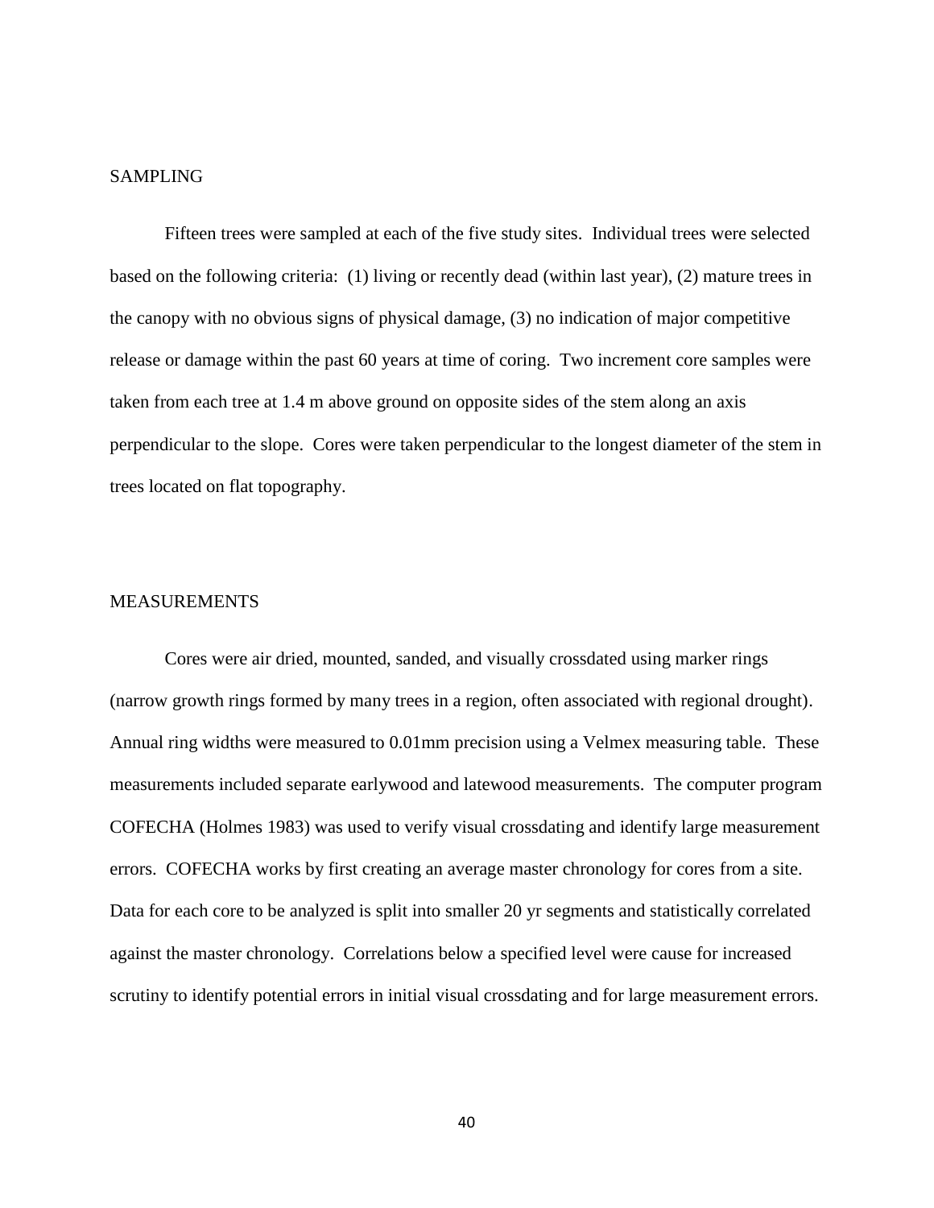## SAMPLING

Fifteen trees were sampled at each of the five study sites. Individual trees were selected based on the following criteria: (1) living or recently dead (within last year), (2) mature trees in the canopy with no obvious signs of physical damage, (3) no indication of major competitive release or damage within the past 60 years at time of coring. Two increment core samples were taken from each tree at 1.4 m above ground on opposite sides of the stem along an axis perpendicular to the slope. Cores were taken perpendicular to the longest diameter of the stem in trees located on flat topography.

## MEASUREMENTS

Cores were air dried, mounted, sanded, and visually crossdated using marker rings (narrow growth rings formed by many trees in a region, often associated with regional drought). Annual ring widths were measured to 0.01mm precision using a Velmex measuring table. These measurements included separate earlywood and latewood measurements. The computer program COFECHA (Holmes 1983) was used to verify visual crossdating and identify large measurement errors. COFECHA works by first creating an average master chronology for cores from a site. Data for each core to be analyzed is split into smaller 20 yr segments and statistically correlated against the master chronology. Correlations below a specified level were cause for increased scrutiny to identify potential errors in initial visual crossdating and for large measurement errors.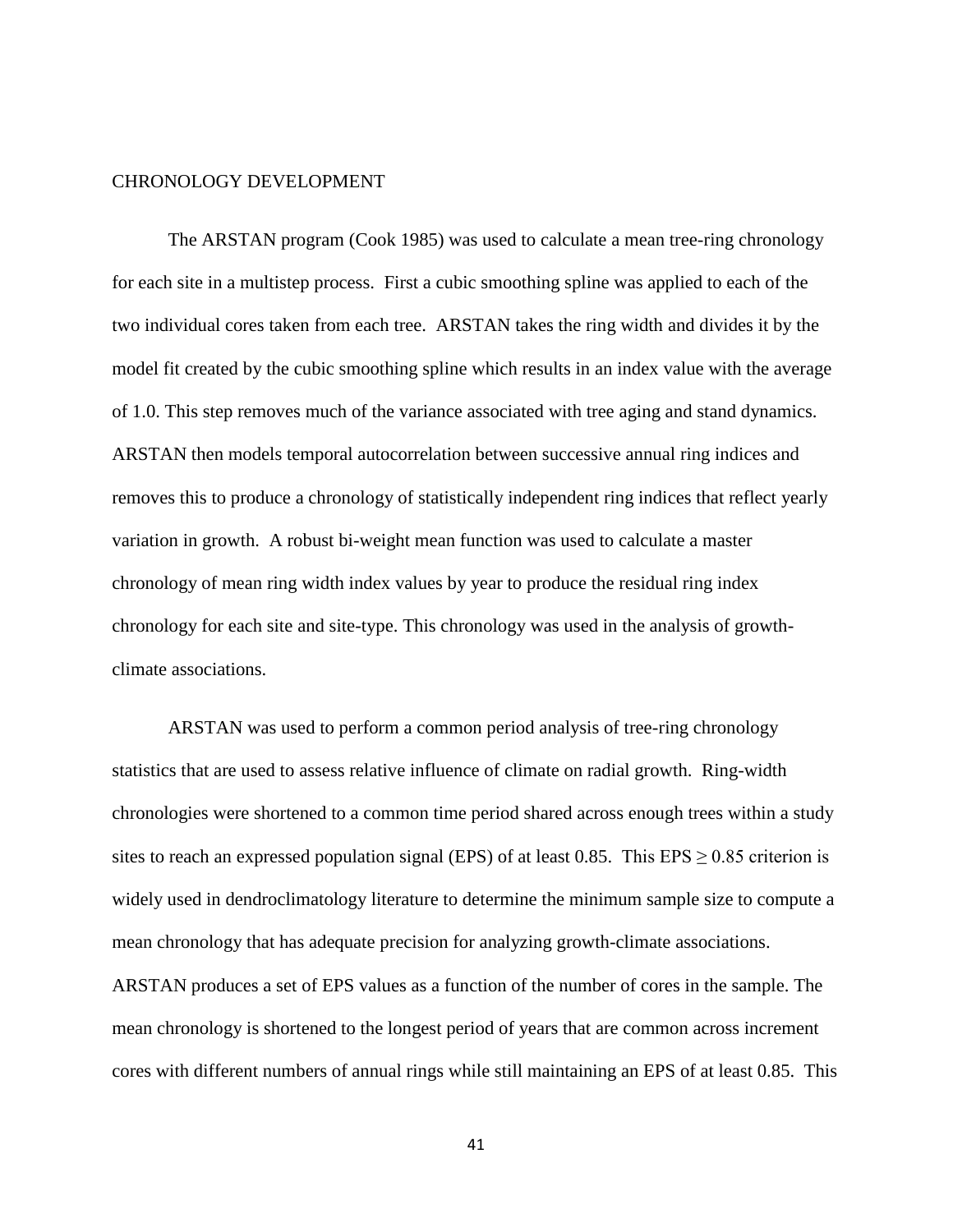## CHRONOLOGY DEVELOPMENT

The ARSTAN program (Cook 1985) was used to calculate a mean tree-ring chronology for each site in a multistep process. First a cubic smoothing spline was applied to each of the two individual cores taken from each tree. ARSTAN takes the ring width and divides it by the model fit created by the cubic smoothing spline which results in an index value with the average of 1.0. This step removes much of the variance associated with tree aging and stand dynamics. ARSTAN then models temporal autocorrelation between successive annual ring indices and removes this to produce a chronology of statistically independent ring indices that reflect yearly variation in growth. A robust bi-weight mean function was used to calculate a master chronology of mean ring width index values by year to produce the residual ring index chronology for each site and site-type. This chronology was used in the analysis of growth-climate associations.

ARSTAN was used to perform a common period analysis of tree-ring chronology statistics that are used to assess relative influence of climate on radial growth. Ring-width chronologies were shortened to a common time period shared across enough trees within a study sites to reach an expressed population signal (EPS) of at least 0.85. This EPS $\geq 0.85$ criterion is widely used in dendroclimatology literature to determine the minimum sample size to compute a mean chronology that has adequate precision for analyzing growth-climate associations. ARSTAN produces a set of EPS values as a function of the number of cores in the sample. The mean chronology is shortened to the longest period of years that are common across increment cores with different numbers of annual rings while still maintaining an EPS of at least 0.85. This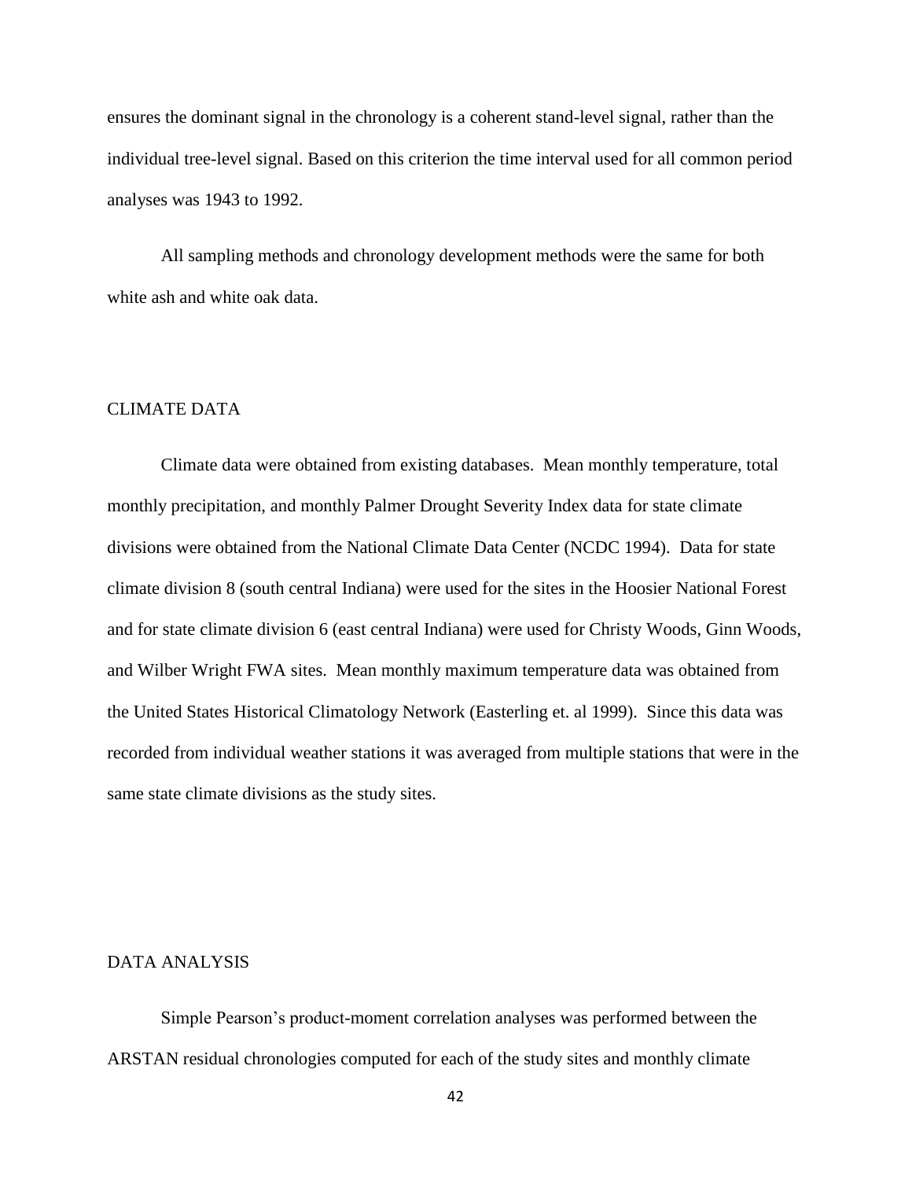ensures the dominant signal in the chronology is a coherent stand-level signal, rather than the individual tree-level signal. Based on this criterion the time interval used for all common period analyses was 1943 to 1992.

All sampling methods and chronology development methods were the same for both white ash and white oak data.

## CLIMATE DATA

Climate data were obtained from existing databases. Mean monthly temperature, total monthly precipitation, and monthly Palmer Drought Severity Index data for state climate divisions were obtained from the National Climate Data Center (NCDC 1994). Data for state climate division 8 (south central Indiana) were used for the sites in the Hoosier National Forest and for state climate division 6 (east central Indiana) were used for Christy Woods, Ginn Woods, and Wilber Wright FWA sites. Mean monthly maximum temperature data was obtained from the United States Historical Climatology Network (Easterling et. al 1999). Since this data was recorded from individual weather stations it was averaged from multiple stations that were in the same state climate divisions as the study sites.

## DATA ANALYSIS

Simple Pearson's product-moment correlation analyses was performed between the ARSTAN residual chronologies computed for each of the study sites and monthly climate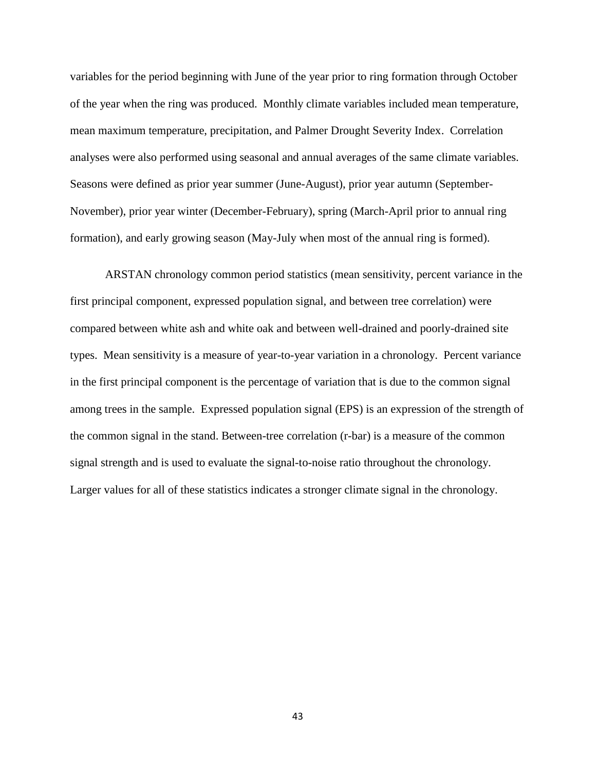variables for the period beginning with June of the year prior to ring formation through October of the year when the ring was produced. Monthly climate variables included mean temperature, mean maximum temperature, precipitation, and Palmer Drought Severity Index. Correlation analyses were also performed using seasonal and annual averages of the same climate variables. Seasons were defined as prior year summer (June-August), prior year autumn (September-November), prior year winter (December-February), spring (March-April prior to annual ring formation), and early growing season (May-July when most of the annual ring is formed).

ARSTAN chronology common period statistics (mean sensitivity, percent variance in the first principal component, expressed population signal, and between tree correlation) were compared between white ash and white oak and between well-drained and poorly-drained site types. Mean sensitivity is a measure of year-to-year variation in a chronology. Percent variance in the first principal component is the percentage of variation that is due to the common signal among trees in the sample. Expressed population signal (EPS) is an expression of the strength of the common signal in the stand. Between-tree correlation (r-bar) is a measure of the common signal strength and is used to evaluate the signal-to-noise ratio throughout the chronology. Larger values for all of these statistics indicates a stronger climate signal in the chronology.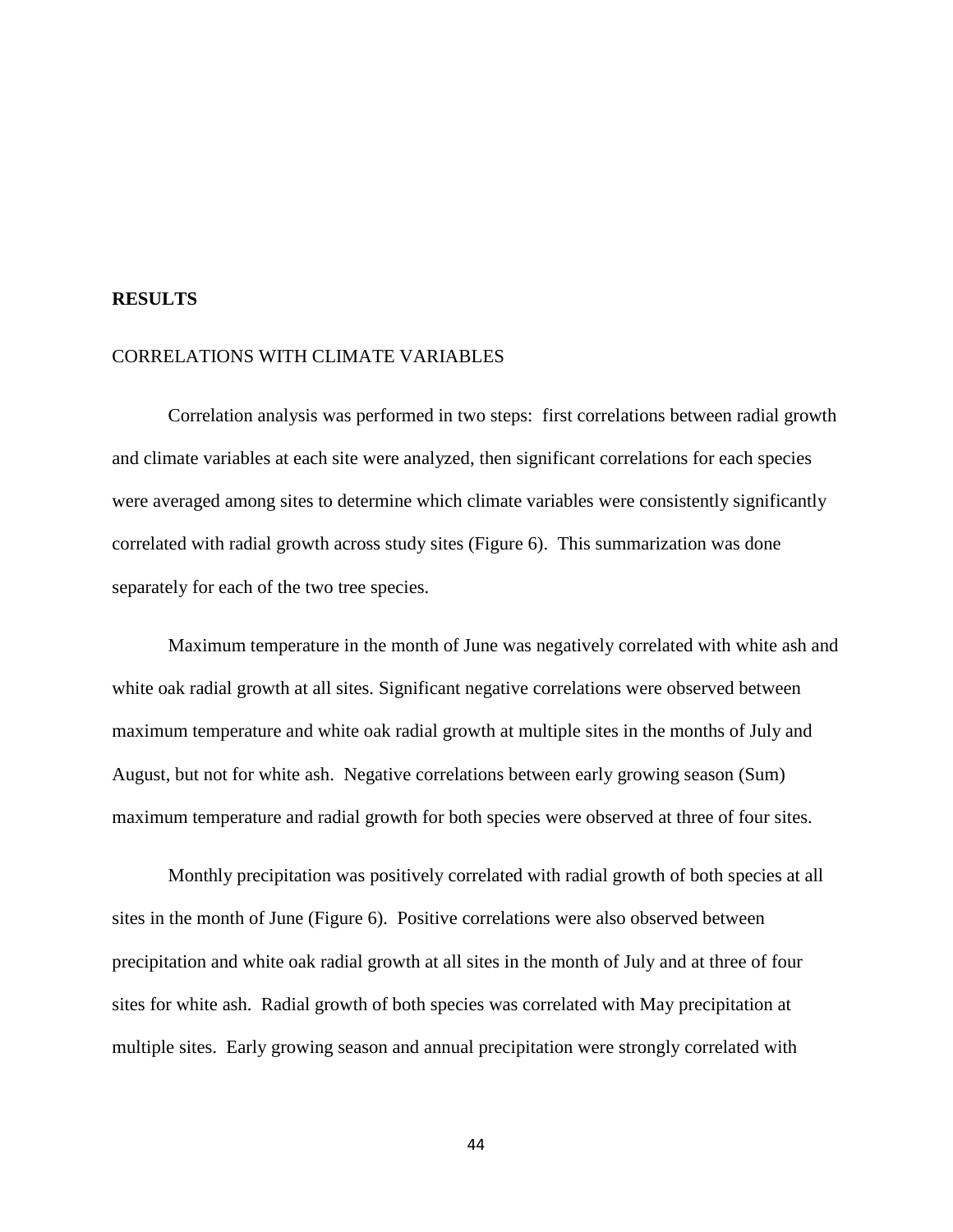# RESULTS

## CORRELATIONS WITH CLIMATE VARIABLES

Correlation analysis was performed in two steps: first correlations between radial growth and climate variables at each site were analyzed, then significant correlations for each species were averaged among sites to determine which climate variables were consistently significantly correlated with radial growth across study sites (Figure 6). This summarization was done separately for each of the two tree species.

Maximum temperature in the month of June was negatively correlated with white ash and white oak radial growth at all sites. Significant negative correlations were observed between maximum temperature and white oak radial growth at multiple sites in the months of July and August, but not for white ash. Negative correlations between early growing season (Sum) maximum temperature and radial growth for both species were observed at three of four sites.

Monthly precipitation was positively correlated with radial growth of both species at all sites in the month of June (Figure 6). Positive correlations were also observed between precipitation and white oak radial growth at all sites in the month of July and at three of four sites for white ash. Radial growth of both species was correlated with May precipitation at multiple sites. Early growing season and annual precipitation were strongly correlated with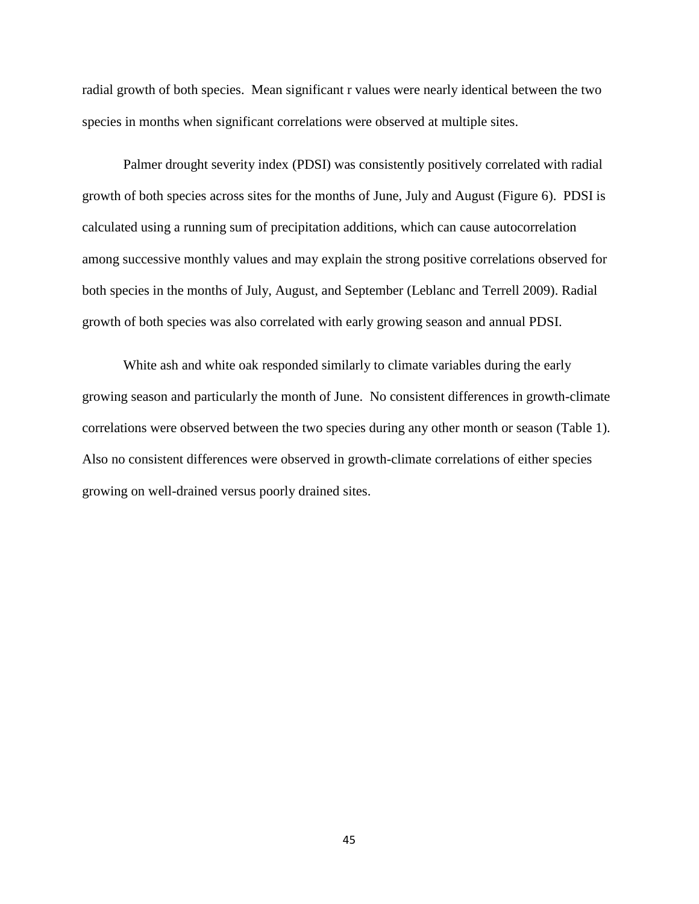radial growth of both species. Mean significant r values were nearly identical between the two species in months when significant correlations were observed at multiple sites.

Palmer drought severity index (PDSI) was consistently positively correlated with radial growth of both species across sites for the months of June, July and August (Figure 6). PDSI is calculated using a running sum of precipitation additions, which can cause autocorrelation among successive monthly values and may explain the strong positive correlations observed for both species in the months of July, August, and September (Leblanc and Terrell 2009). Radial growth of both species was also correlated with early growing season and annual PDSI.

White ash and white oak responded similarly to climate variables during the early growing season and particularly the month of June. No consistent differences in growth-climate correlations were observed between the two species during any other month or season (Table 1). Also no consistent differences were observed in growth-climate correlations of either species growing on well-drained versus poorly drained sites.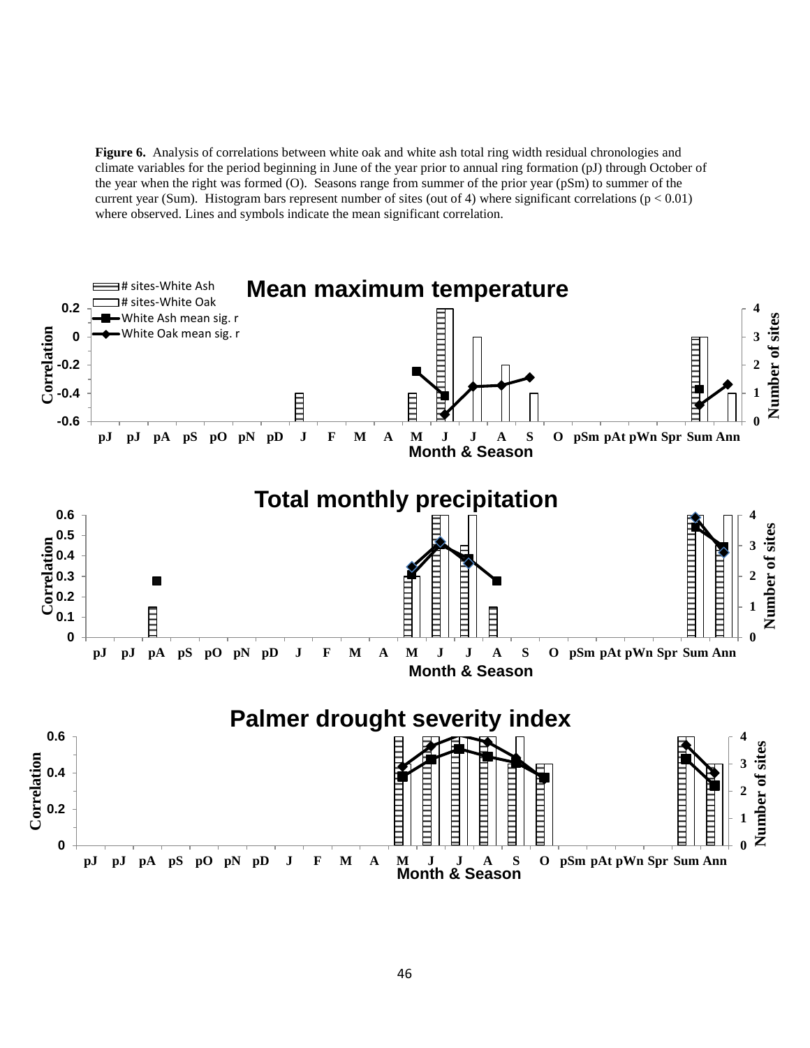**Figure 6.** Analysis of correlations between white oak and white ash total ring width residual chronologies and climate variables for the period beginning in June of the year prior to annual ring formation (pJ) through October of the year when the right was formed (O). Seasons range from summer of the prior year (pSm) to summer of the current year (Sum). Histogram bars represent number of sites (out of 4) where significant correlations ($p < 0.01$) where observed. Lines and symbols indicate the mean significant correlation.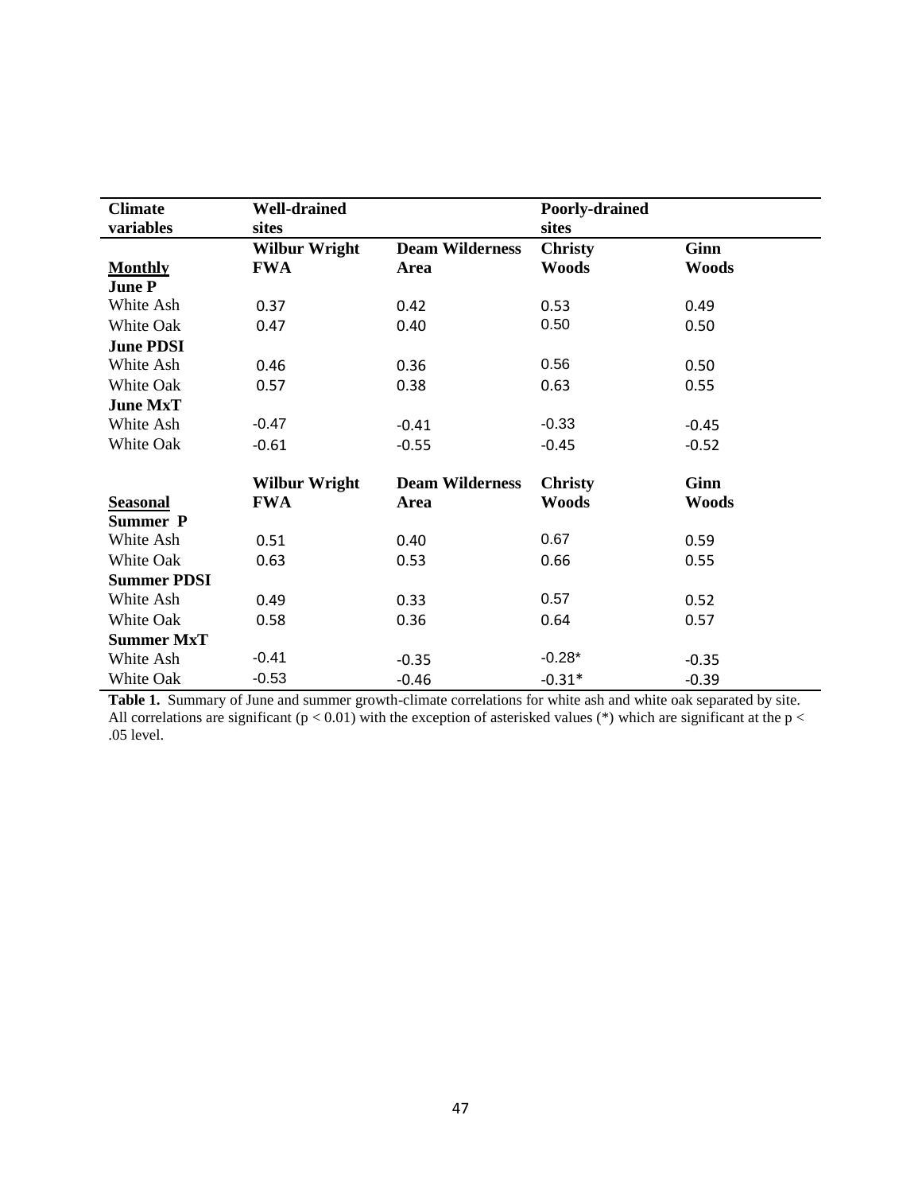| Climate variables | Well-drained sites | | Poorly-drained sites | |
|---|---|---|---|---|
| **Monthly** | **Wilbur Wright FWA** | **Deam Wilderness Area** | **Christy Woods** | **Ginn Woods** |
| **June P** | | | | |
| White Ash | 0.37 | 0.42 | 0.53 | 0.49 |
| White Oak | 0.47 | 0.40 | 0.50 | 0.50 |
| **June PDSI** | | | | |
| White Ash | 0.46 | 0.36 | 0.56 | 0.50 |
| White Oak | 0.57 | 0.38 | 0.63 | 0.55 |
| **June MxT** | | | | |
| White Ash | -0.47 | -0.41 | -0.33 | -0.45 |
| White Oak | -0.61 | -0.55 | -0.45 | -0.52 |
| **Seasonal** | **Wilbur Wright FWA** | **Deam Wilderness Area** | **Christy Woods** | **Ginn Woods** |
| **Summer P** | | | | |
| White Ash | 0.51 | 0.40 | 0.67 | 0.59 |
| White Oak | 0.63 | 0.53 | 0.66 | 0.55 |
| **Summer PDSI** | | | | |
| White Ash | 0.49 | 0.33 | 0.57 | 0.52 |
| White Oak | 0.58 | 0.36 | 0.64 | 0.57 |
| **Summer MxT** | | | | |
| White Ash | -0.41 | -0.35 | -0.28* | -0.35 |
| White Oak | -0.53 | -0.46 | -0.31* | -0.39 |

**Table 1.** Summary of June and summer growth-climate correlations for white ash and white oak separated by site. All correlations are significant ($p < 0.01$) with the exception of asterisked values (*) which are significant at the $p < .05$ level.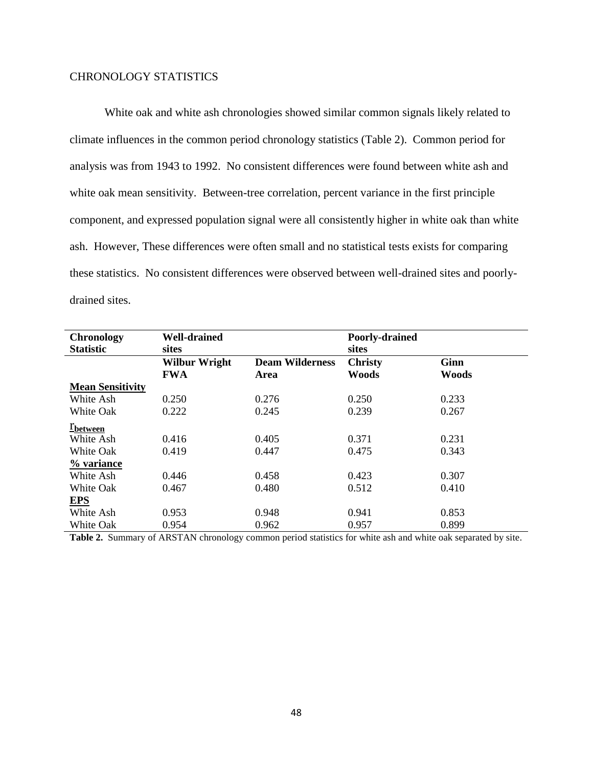CHRONOLOGY STATISTICS

White oak and white ash chronologies showed similar common signals likely related to climate influences in the common period chronology statistics (Table 2). Common period for analysis was from 1943 to 1992. No consistent differences were found between white ash and white oak mean sensitivity. Between-tree correlation, percent variance in the first principle component, and expressed population signal were all consistently higher in white oak than white ash. However, These differences were often small and no statistical tests exists for comparing these statistics. No consistent differences were observed between well-drained sites and poorly-drained sites.

| **Chronology Statistic** | **Well-drained sites** | | **Poorly-drained sites** | |
|---|---|---|---|---|
| | **Wilbur Wright FWA** | **Deam Wilderness Area** | **Christy Woods** | **Ginn Woods** |
| **Mean Sensitivity** | | | | |
| White Ash | 0.250 | 0.276 | 0.250 | 0.233 |
| White Oak | 0.222 | 0.245 | 0.239 | 0.267 |
| **$r_{between}$** | | | | |
| White Ash | 0.416 | 0.405 | 0.371 | 0.231 |
| White Oak | 0.419 | 0.447 | 0.475 | 0.343 |
| **% variance** | | | | |
| White Ash | 0.446 | 0.458 | 0.423 | 0.307 |
| White Oak | 0.467 | 0.480 | 0.512 | 0.410 |
| **EPS** | | | | |
| White Ash | 0.953 | 0.948 | 0.941 | 0.853 |
| White Oak | 0.954 | 0.962 | 0.957 | 0.899 |

**Table 2.** Summary of ARSTAN chronology common period statistics for white ash and white oak separated by site.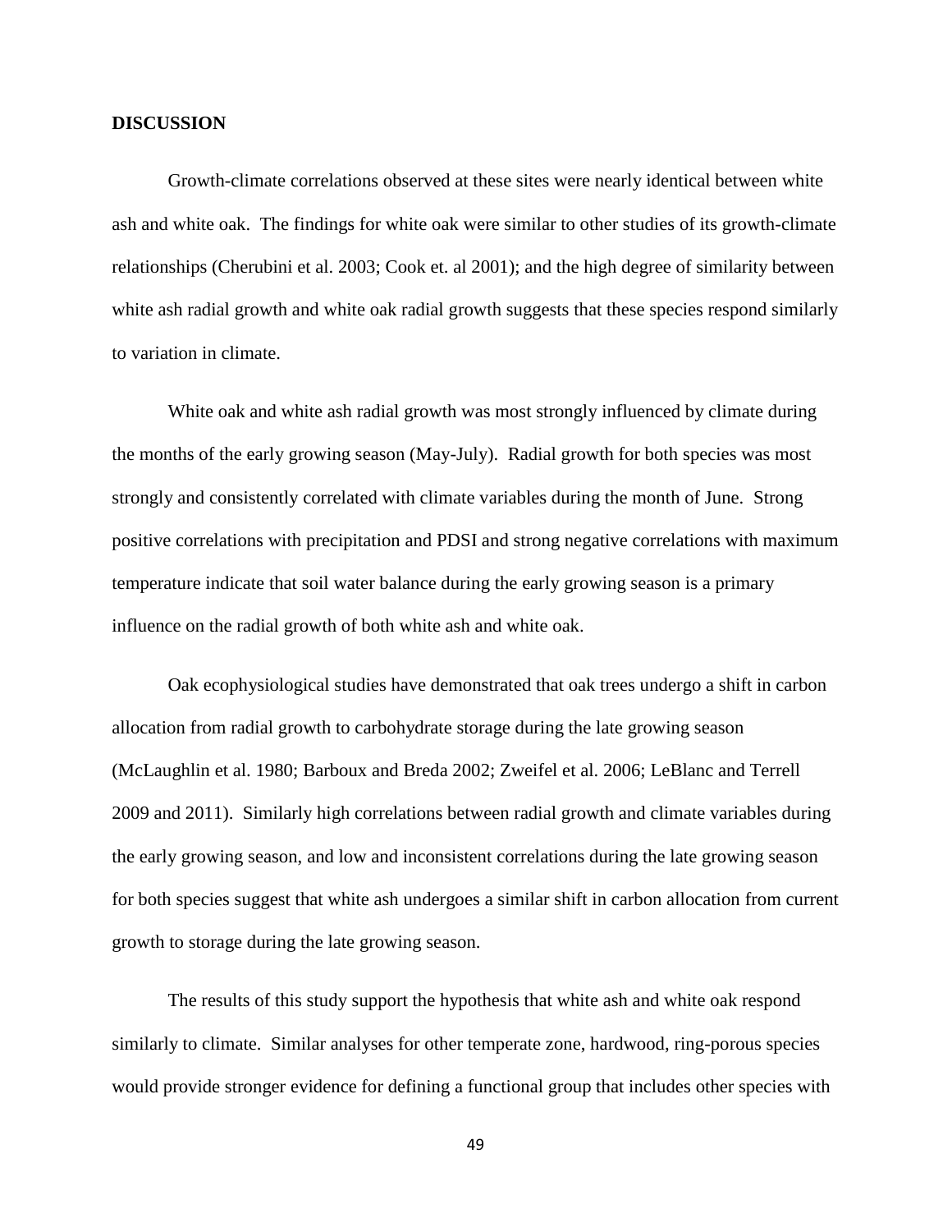## DISCUSSION

Growth-climate correlations observed at these sites were nearly identical between white ash and white oak. The findings for white oak were similar to other studies of its growth-climate relationships (Cherubini et al. 2003; Cook et. al 2001); and the high degree of similarity between white ash radial growth and white oak radial growth suggests that these species respond similarly to variation in climate.

White oak and white ash radial growth was most strongly influenced by climate during the months of the early growing season (May-July). Radial growth for both species was most strongly and consistently correlated with climate variables during the month of June. Strong positive correlations with precipitation and PDSI and strong negative correlations with maximum temperature indicate that soil water balance during the early growing season is a primary influence on the radial growth of both white ash and white oak.

Oak ecophysiological studies have demonstrated that oak trees undergo a shift in carbon allocation from radial growth to carbohydrate storage during the late growing season (McLaughlin et al. 1980; Barboux and Breda 2002; Zweifel et al. 2006; LeBlanc and Terrell 2009 and 2011). Similarly high correlations between radial growth and climate variables during the early growing season, and low and inconsistent correlations during the late growing season for both species suggest that white ash undergoes a similar shift in carbon allocation from current growth to storage during the late growing season.

The results of this study support the hypothesis that white ash and white oak respond similarly to climate. Similar analyses for other temperate zone, hardwood, ring-porous species would provide stronger evidence for defining a functional group that includes other species with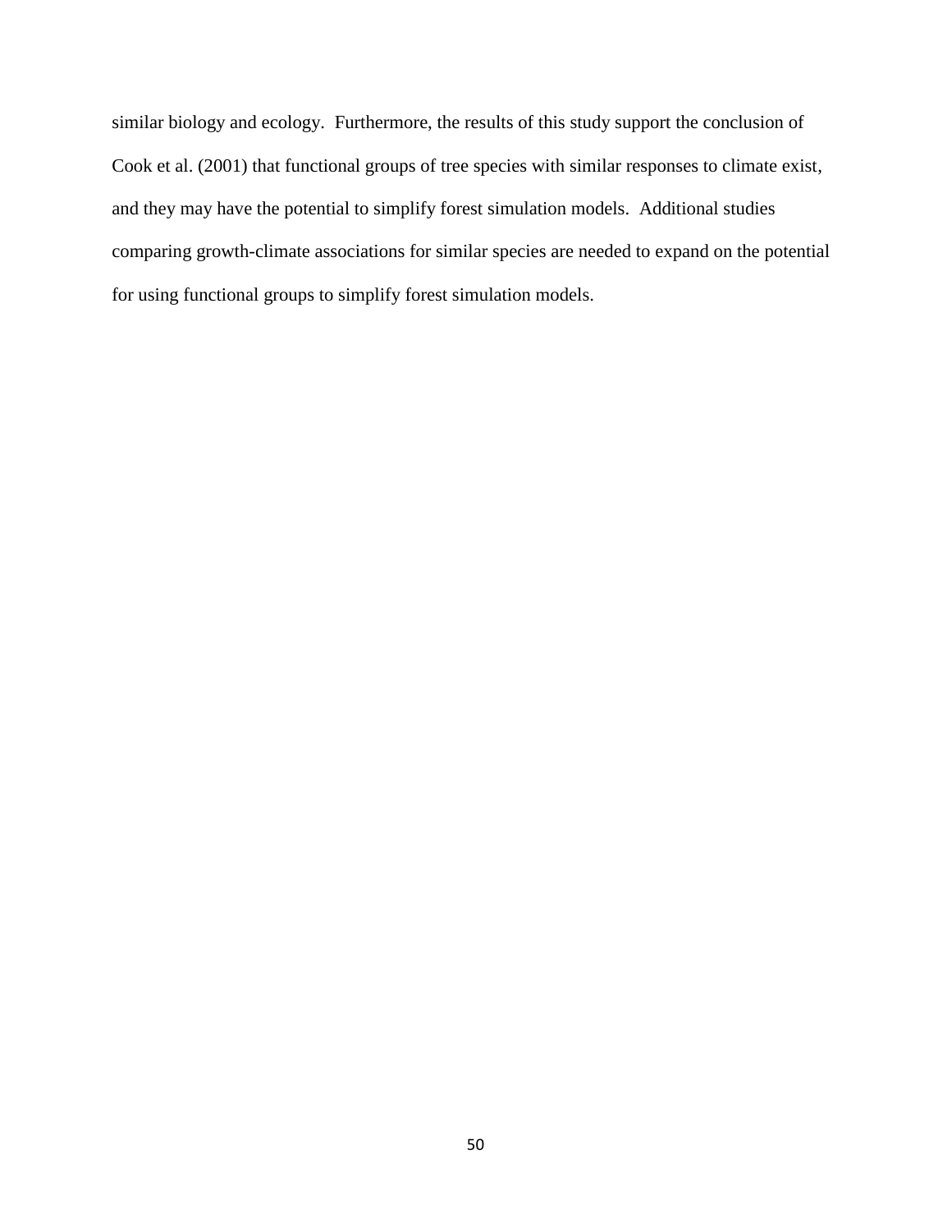similar biology and ecology. Furthermore, the results of this study support the conclusion of Cook et al. (2001) that functional groups of tree species with similar responses to climate exist, and they may have the potential to simplify forest simulation models. Additional studies comparing growth-climate associations for similar species are needed to expand on the potential for using functional groups to simplify forest simulation models.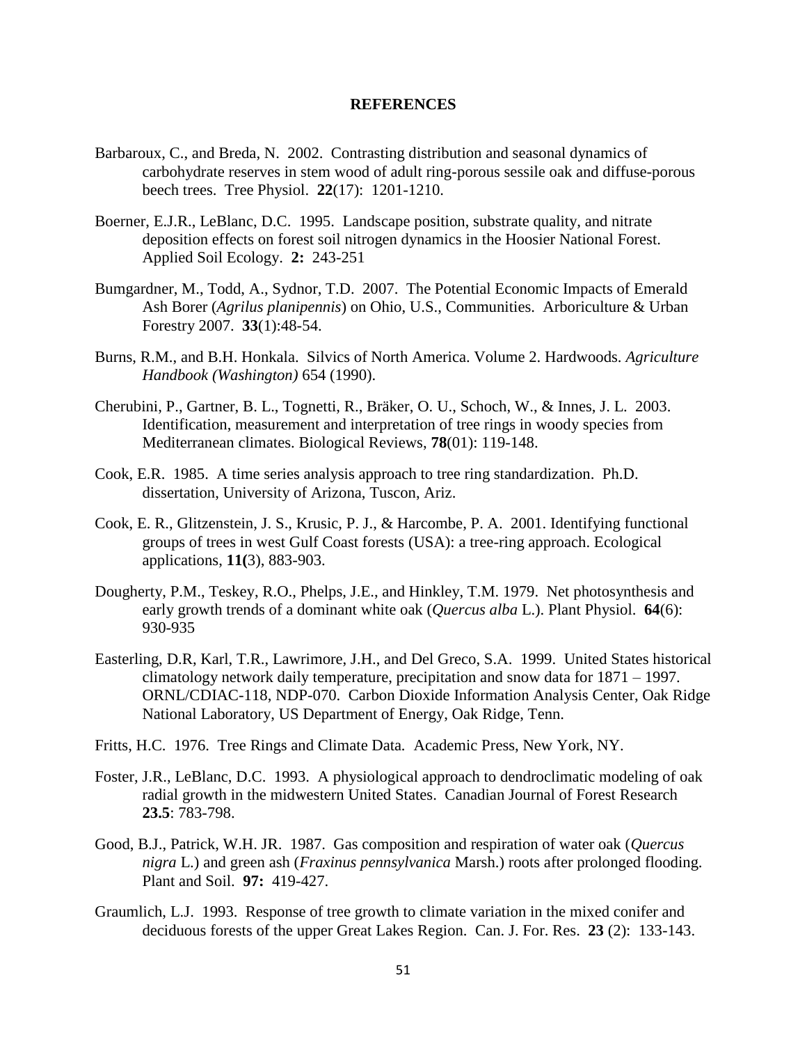# REFERENCES

Barbaroux, C., and Breda, N. 2002. Contrasting distribution and seasonal dynamics of carbohydrate reserves in stem wood of adult ring-porous sessile oak and diffuse-porous beech trees. Tree Physiol. **22**(17): 1201-1210.

Boerner, E.J.R., LeBlanc, D.C. 1995. Landscape position, substrate quality, and nitrate deposition effects on forest soil nitrogen dynamics in the Hoosier National Forest. Applied Soil Ecology. **2:** 243-251

Bumgardner, M., Todd, A., Sydnor, T.D. 2007. The Potential Economic Impacts of Emerald Ash Borer (*Agrilus planipennis*) on Ohio, U.S., Communities. Arboriculture & Urban Forestry 2007. **33**(1):48-54.

Burns, R.M., and B.H. Honkala. Silvics of North America. Volume 2. Hardwoods. *Agriculture Handbook (Washington)* 654 (1990).

Cherubini, P., Gartner, B. L., Tognetti, R., Bräker, O. U., Schoch, W., & Innes, J. L. 2003. Identification, measurement and interpretation of tree rings in woody species from Mediterranean climates. Biological Reviews, **78**(01): 119-148.

Cook, E.R. 1985. A time series analysis approach to tree ring standardization. Ph.D. dissertation, University of Arizona, Tuscon, Ariz.

Cook, E. R., Glitzenstein, J. S., Krusic, P. J., & Harcombe, P. A. 2001. Identifying functional groups of trees in west Gulf Coast forests (USA): a tree-ring approach. Ecological applications, **11(**3), 883-903.

Dougherty, P.M., Teskey, R.O., Phelps, J.E., and Hinkley, T.M. 1979. Net photosynthesis and early growth trends of a dominant white oak (*Quercus alba* L.). Plant Physiol. **64**(6): 930-935

Easterling, D.R, Karl, T.R., Lawrimore, J.H., and Del Greco, S.A. 1999. United States historical climatology network daily temperature, precipitation and snow data for 1871 – 1997. ORNL/CDIAC-118, NDP-070. Carbon Dioxide Information Analysis Center, Oak Ridge National Laboratory, US Department of Energy, Oak Ridge, Tenn.

Fritts, H.C. 1976. Tree Rings and Climate Data. Academic Press, New York, NY.

Foster, J.R., LeBlanc, D.C. 1993. A physiological approach to dendroclimatic modeling of oak radial growth in the midwestern United States. Canadian Journal of Forest Research **23.5**: 783-798.

Good, B.J., Patrick, W.H. JR. 1987. Gas composition and respiration of water oak (*Quercus nigra* L.) and green ash (*Fraxinus pennsylvanica* Marsh.) roots after prolonged flooding. Plant and Soil. **97:** 419-427.

Graumlich, L.J. 1993. Response of tree growth to climate variation in the mixed conifer and deciduous forests of the upper Great Lakes Region. Can. J. For. Res. **23** (2): 133-143.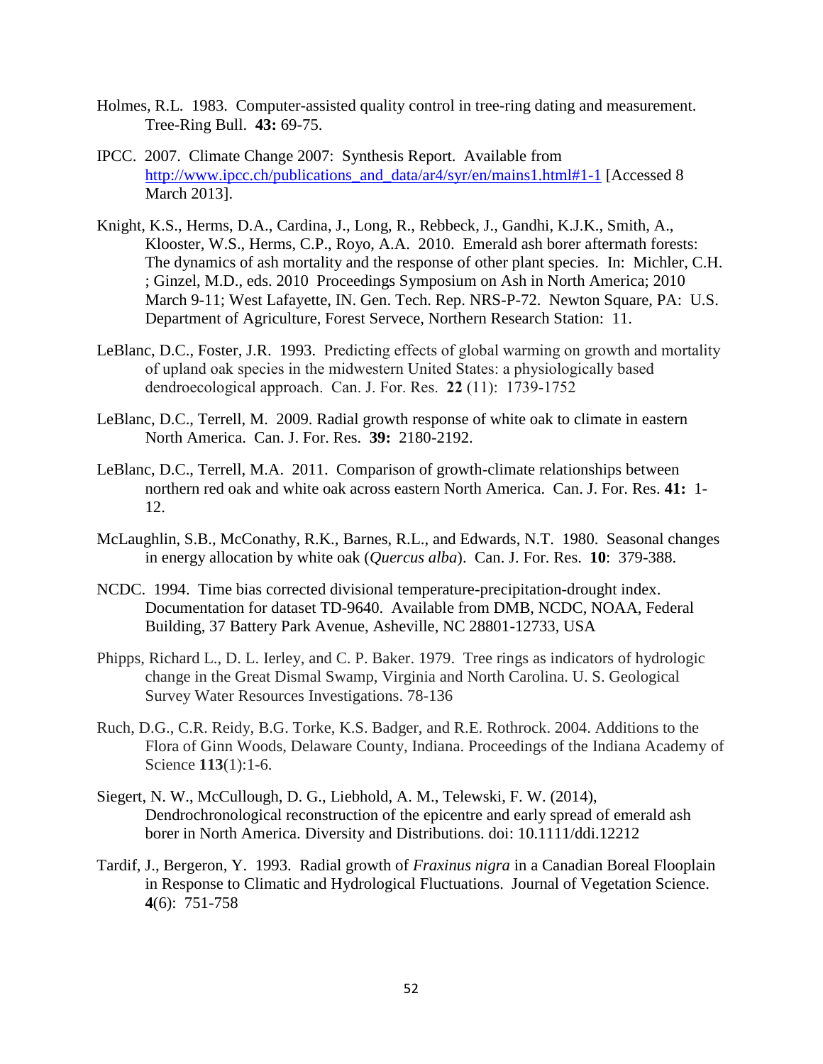Holmes, R.L. 1983. Computer-assisted quality control in tree-ring dating and measurement. Tree-Ring Bull. **43:** 69-75.

IPCC. 2007. Climate Change 2007: Synthesis Report. Available from http://www.ipcc.ch/publications_and_data/ar4/syr/en/mains1.html#1-1 [Accessed 8 March 2013].

Knight, K.S., Herms, D.A., Cardina, J., Long, R., Rebbeck, J., Gandhi, K.J.K., Smith, A., Klooster, W.S., Herms, C.P., Royo, A.A. 2010. Emerald ash borer aftermath forests: The dynamics of ash mortality and the response of other plant species. In: Michler, C.H. ; Ginzel, M.D., eds. 2010 Proceedings Symposium on Ash in North America; 2010 March 9-11; West Lafayette, IN. Gen. Tech. Rep. NRS-P-72. Newton Square, PA: U.S. Department of Agriculture, Forest Servece, Northern Research Station: 11.

LeBlanc, D.C., Foster, J.R. 1993. Predicting effects of global warming on growth and mortality of upland oak species in the midwestern United States: a physiologically based dendroecological approach. Can. J. For. Res. **22** (11): 1739-1752

LeBlanc, D.C., Terrell, M. 2009. Radial growth response of white oak to climate in eastern North America. Can. J. For. Res. **39:** 2180-2192.

LeBlanc, D.C., Terrell, M.A. 2011. Comparison of growth-climate relationships between northern red oak and white oak across eastern North America. Can. J. For. Res. **41:** 1-12.

McLaughlin, S.B., McConathy, R.K., Barnes, R.L., and Edwards, N.T. 1980. Seasonal changes in energy allocation by white oak (*Quercus alba*). Can. J. For. Res. **10**: 379-388.

NCDC. 1994. Time bias corrected divisional temperature-precipitation-drought index. Documentation for dataset TD-9640. Available from DMB, NCDC, NOAA, Federal Building, 37 Battery Park Avenue, Asheville, NC 28801-12733, USA

Phipps, Richard L., D. L. Ierley, and C. P. Baker. 1979. Tree rings as indicators of hydrologic change in the Great Dismal Swamp, Virginia and North Carolina. U. S. Geological Survey Water Resources Investigations. 78-136

Ruch, D.G., C.R. Reidy, B.G. Torke, K.S. Badger, and R.E. Rothrock. 2004. Additions to the Flora of Ginn Woods, Delaware County, Indiana. Proceedings of the Indiana Academy of Science **113**(1):1-6.

Siegert, N. W., McCullough, D. G., Liebhold, A. M., Telewski, F. W. (2014), Dendrochronological reconstruction of the epicentre and early spread of emerald ash borer in North America. Diversity and Distributions. doi: 10.1111/ddi.12212

Tardif, J., Bergeron, Y. 1993. Radial growth of *Fraxinus nigra* in a Canadian Boreal Flooplain in Response to Climatic and Hydrological Fluctuations. Journal of Vegetation Science. **4**(6): 751-758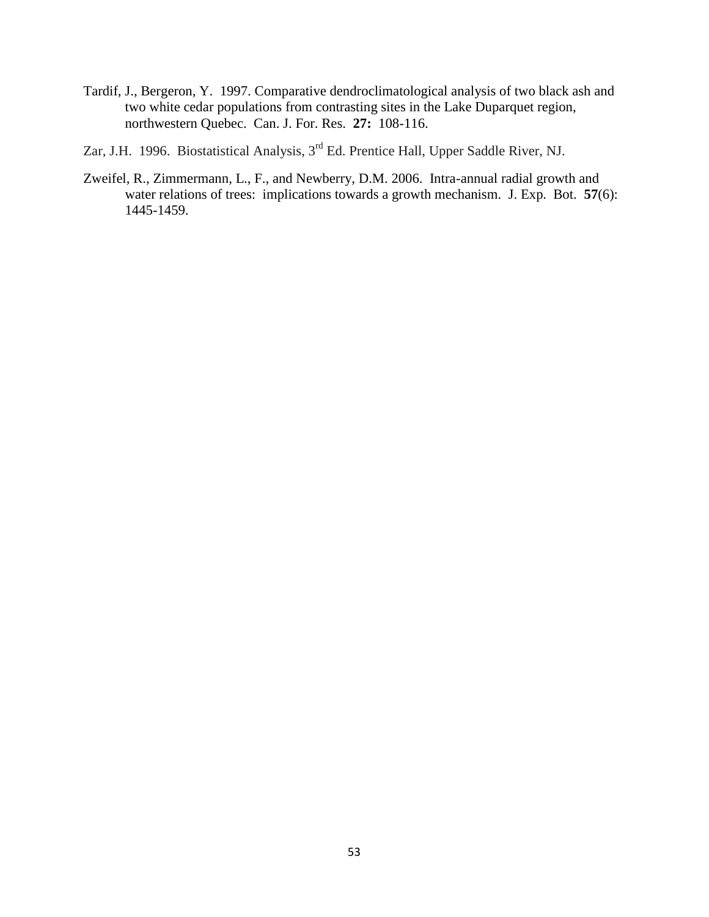Tardif, J., Bergeron, Y. 1997. Comparative dendroclimatological analysis of two black ash and two white cedar populations from contrasting sites in the Lake Duparquet region, northwestern Quebec. Can. J. For. Res. **27:** 108-116.

Zar, J.H. 1996. Biostatistical Analysis, 3rd Ed. Prentice Hall, Upper Saddle River, NJ.

Zweifel, R., Zimmermann, L., F., and Newberry, D.M. 2006. Intra-annual radial growth and water relations of trees: implications towards a growth mechanism. J. Exp. Bot. **57**(6): 1445-1459.